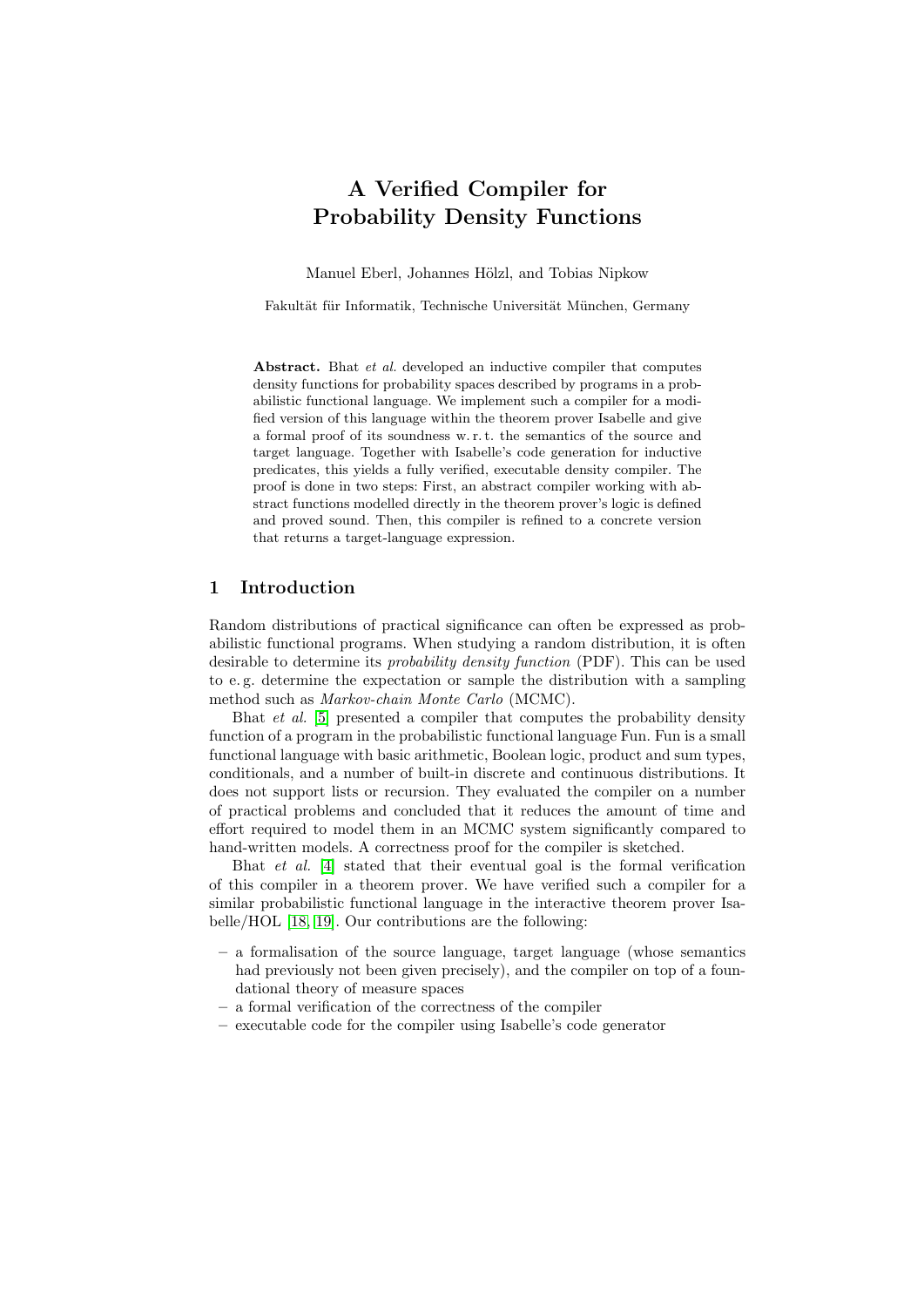# A Verified Compiler for Probability Density Functions

Manuel Eberl, Johannes Hölzl, and Tobias Nipkow

Fakultät für Informatik, Technische Universität München, Germany

**Abstract.** Bhat *et al.* developed an inductive compiler that computes density functions for probability spaces described by programs in a probabilistic functional language. We implement such a compiler for a modified version of this language within the theorem prover Isabelle and give a formal proof of its soundness w. r. t. the semantics of the source and target language. Together with Isabelle's code generation for inductive predicates, this yields a fully verified, executable density compiler. The proof is done in two steps: First, an abstract compiler working with abstract functions modelled directly in the theorem prover's logic is defined and proved sound. Then, this compiler is refined to a concrete version that returns a target-language expression.

## 1 Introduction

Random distributions of practical significance can often be expressed as probabilistic functional programs. When studying a random distribution, it is often desirable to determine its *probability density function* (PDF). This can be used to e. g. determine the expectation or sample the distribution with a sampling method such as *Markov-chain Monte Carlo* (MCMC).

Bhat *et al.* [5] presented a compiler that computes the probability density function of a program in the probabilistic functional language Fun. Fun is a small functional language with basic arithmetic, Boolean logic, product and sum types, conditionals, and a number of built-in discrete and continuous distributions. It does not support lists or recursion. They evaluated the compiler on a number of practical problems and concluded that it reduces the amount of time and effort required to model them in an MCMC system significantly compared to hand-written models. A correctness proof for the compiler is sketched.

Bhat *et al.* [4] stated that their eventual goal is the formal verification of this compiler in a theorem prover. We have verified such a compiler for a similar probabilistic functional language in the interactive theorem prover Isabelle/HOL [18, 19]. Our contributions are the following:

- a formalisation of the source language, target language (whose semantics had previously not been given precisely), and the compiler on top of a foundational theory of measure spaces
- a formal verification of the correctness of the compiler
- executable code for the compiler using Isabelle's code generator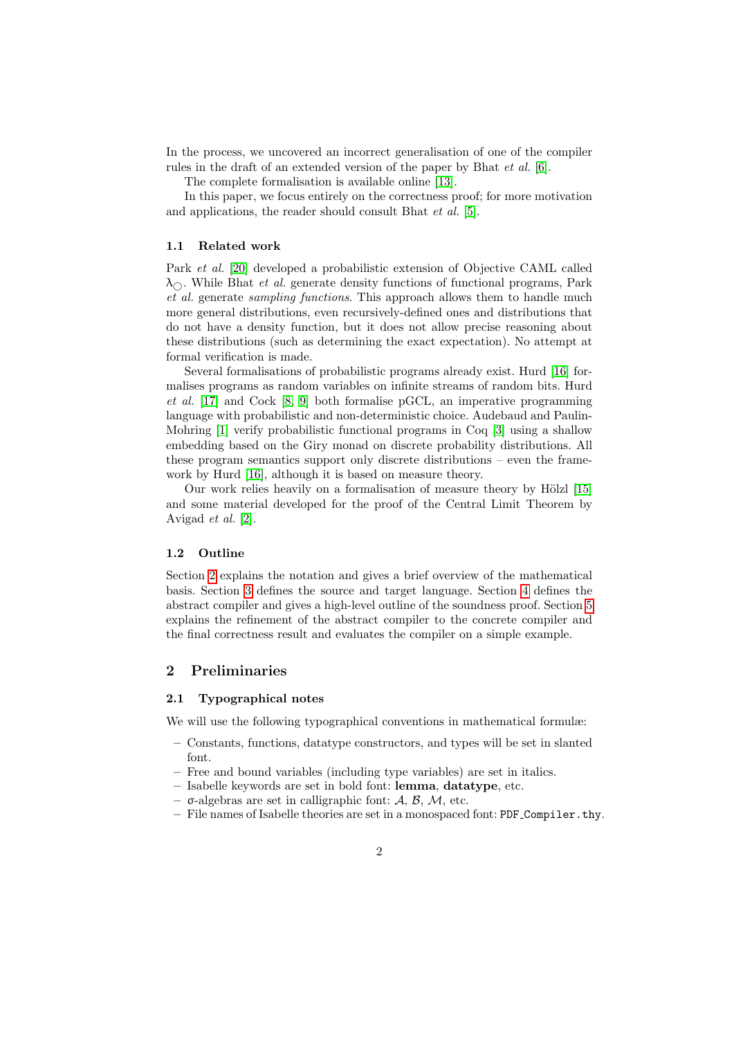In the process, we uncovered an incorrect generalisation of one of the compiler rules in the draft of an extended version of the paper by Bhat *et al.* [6].

The complete formalisation is available online [13].

In this paper, we focus entirely on the correctness proof; for more motivation and applications, the reader should consult Bhat *et al.* [5].

### 1.1 Related work

Park *et al.* [20] developed a probabilistic extension of Objective CAML called $\lambda_{\bigcirc}$. While Bhat *et al.* generate density functions of functional programs, Park *et al.* generate *sampling functions*. This approach allows them to handle much more general distributions, even recursively-defined ones and distributions that do not have a density function, but it does not allow precise reasoning about these distributions (such as determining the exact expectation). No attempt at formal verification is made.

Several formalisations of probabilistic programs already exist. Hurd [16] formalises programs as random variables on infinite streams of random bits. Hurd *et al.* [17] and Cock [8, 9] both formalise pGCL, an imperative programming language with probabilistic and non-deterministic choice. Audebaud and Paulin-Mohring [1] verify probabilistic functional programs in Coq [3] using a shallow embedding based on the Giry monad on discrete probability distributions. All these program semantics support only discrete distributions – even the framework by Hurd [16], although it is based on measure theory.

Our work relies heavily on a formalisation of measure theory by Hölzl [15] and some material developed for the proof of the Central Limit Theorem by Avigad *et al.* [2].

### 1.2 Outline

Section 2 explains the notation and gives a brief overview of the mathematical basis. Section 3 defines the source and target language. Section 4 defines the abstract compiler and gives a high-level outline of the soundness proof. Section 5 explains the refinement of the abstract compiler to the concrete compiler and the final correctness result and evaluates the compiler on a simple example.

## 2 Preliminaries

### 2.1 Typographical notes

We will use the following typographical conventions in mathematical formulæ:

- Constants, functions, datatype constructors, and types will be set in slanted font.
- Free and bound variables (including type variables) are set in italics.
- Isabelle keywords are set in bold font: **lemma**, **datatype**, etc.
- σ-algebras are set in calligraphic font: $\mathcal{A}$, $\mathcal{B}$, $\mathcal{M}$, etc.
- File names of Isabelle theories are set in a monospaced font: `PDF_Compiler.thy`.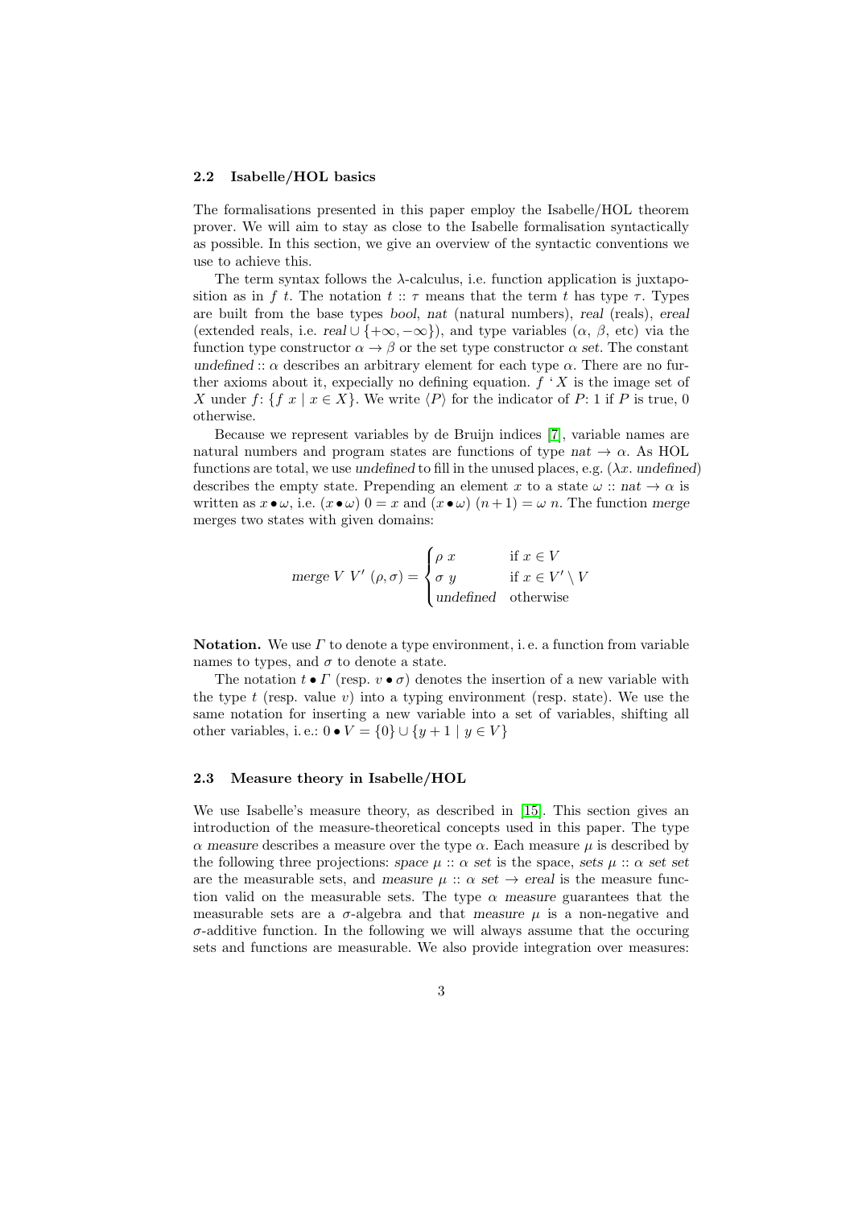### 2.2 Isabelle/HOL basics

The formalisations presented in this paper employ the Isabelle/HOL theorem prover. We will aim to stay as close to the Isabelle formalisation syntactically as possible. In this section, we give an overview of the syntactic conventions we use to achieve this.

The term syntax follows the $\lambda$-calculus, i.e. function application is juxtaposition as in $f\ t$. The notation $t :: \tau$ means that the term $t$ has type $\tau$. Types are built from the base types *bool*, *nat* (natural numbers), *real* (reals), *ereal* (extended reals, i.e. $\mathit{real} \cup \{+\infty, -\infty\}$), and type variables ($\alpha$, $\beta$, etc) via the function type constructor $\alpha \to \beta$ or the set type constructor $\alpha\ \mathit{set}$. The constant $\mathit{undefined} :: \alpha$ describes an arbitrary element for each type $\alpha$. There are no further axioms about it, expecially no defining equation. $f\ `\ X$ is the image set of $X$ under $f$: $\{f\ x \mid x \in X\}$. We write $\langle P \rangle$ for the indicator of $P$: 1 if $P$ is true, 0 otherwise.

Because we represent variables by de Bruijn indices [7], variable names are natural numbers and program states are functions of type $\mathit{nat} \to \alpha$. As HOL functions are total, we use *undefined* to fill in the unused places, e.g. $(\lambda x.\ \mathit{undefined})$ describes the empty state. Prepending an element $x$ to a state $\omega :: \mathit{nat} \to \alpha$ is written as $x \bullet \omega$, i.e. $(x \bullet \omega)\ 0 = x$ and $(x \bullet \omega)\ (n+1) = \omega\ n$. The function *merge* merges two states with given domains:

$$\mathit{merge}\ V\ V'\ (\rho, \sigma) = \begin{cases} \rho\ x & \text{if } x \in V \\ \sigma\ y & \text{if } x \in V' \setminus V \\ \mathit{undefined} & \text{otherwise} \end{cases}$$

**Notation.** We use $\Gamma$ to denote a type environment, i. e. a function from variable names to types, and $\sigma$ to denote a state.

The notation $t \bullet \Gamma$ (resp. $v \bullet \sigma$) denotes the insertion of a new variable with the type $t$ (resp. value $v$) into a typing environment (resp. state). We use the same notation for inserting a new variable into a set of variables, shifting all other variables, i. e.: $0 \bullet V = \{0\} \cup \{y + 1 \mid y \in V\}$

### 2.3 Measure theory in Isabelle/HOL

We use Isabelle's measure theory, as described in [15]. This section gives an introduction of the measure-theoretical concepts used in this paper. The type $\alpha\ \mathit{measure}$ describes a measure over the type $\alpha$. Each measure $\mu$ is described by the following three projections: $\mathit{space}\ \mu :: \alpha\ \mathit{set}$ is the space, $\mathit{sets}\ \mu :: \alpha\ \mathit{set}\ \mathit{set}$ are the measurable sets, and $\mathit{measure}\ \mu :: \alpha\ \mathit{set} \to \mathit{ereal}$ is the measure function valid on the measurable sets. The type $\alpha\ \mathit{measure}$ guarantees that the measurable sets are a $\sigma$-algebra and that $\mathit{measure}\ \mu$ is a non-negative and $\sigma$-additive function. In the following we will always assume that the occuring sets and functions are measurable. We also provide integration over measures: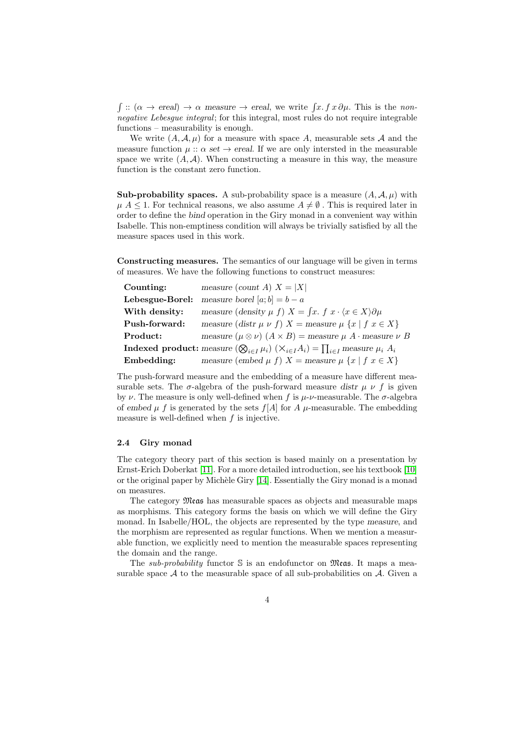$\int :: (\alpha \rightarrow \mathit{ereal}) \rightarrow \alpha\ \mathit{measure} \rightarrow \mathit{ereal}$, we write $\int x.\, f\, x\, \partial\mu$. This is the *non-negative Lebesgue integral*; for this integral, most rules do not require integrable functions – measurability is enough.

We write $(A, \mathcal{A}, \mu)$ for a measure with space $A$, measurable sets $\mathcal{A}$ and the measure function $\mu :: \alpha\ \mathit{set} \rightarrow \mathit{ereal}$. If we are only intersted in the measurable space we write $(A, \mathcal{A})$. When constructing a measure in this way, the measure function is the constant zero function.

**Sub-probability spaces.** A sub-probability space is a measure $(A, \mathcal{A}, \mu)$ with $\mu\ A \leq 1$. For technical reasons, we also assume $A \neq \emptyset$ . This is required later in order to define the *bind* operation in the Giry monad in a convenient way within Isabelle. This non-emptiness condition will always be trivially satisfied by all the measure spaces used in this work.

**Constructing measures.** The semantics of our language will be given in terms of measures. We have the following functions to construct measures:

| | |
|---|---|
| **Counting:** | $\mathit{measure}\ (\mathit{count}\ A)\ X = \lvert X \rvert$ |
| **Lebesgue-Borel:** | $\mathit{measure}\ \mathit{borel}\ [a; b] = b - a$ |
| **With density:** | $\mathit{measure}\ (\mathit{density}\ \mu\ f)\ X = \int x.\ f\ x \cdot \langle x \in X \rangle \partial\mu$ |
| **Push-forward:** | $\mathit{measure}\ (\mathit{distr}\ \mu\ \nu\ f)\ X = \mathit{measure}\ \mu\ \{x \mid f\ x \in X\}$ |
| **Product:** | $\mathit{measure}\ (\mu \otimes \nu)\ (A \times B) = \mathit{measure}\ \mu\ A \cdot \mathit{measure}\ \nu\ B$ |
| **Indexed product:** | $\mathit{measure}\ (\bigotimes_{i \in I} \mu_i)\ (\times_{i \in I} A_i) = \prod_{i \in I} \mathit{measure}\ \mu_i\ A_i$ |
| **Embedding:** | $\mathit{measure}\ (\mathit{embed}\ \mu\ f)\ X = \mathit{measure}\ \mu\ \{x \mid f\ x \in X\}$ |

The push-forward measure and the embedding of a measure have different measurable sets. The $\sigma$-algebra of the push-forward measure $\mathit{distr}\ \mu\ \nu\ f$ is given by $\nu$. The measure is only well-defined when $f$ is $\mu$-$\nu$-measurable. The $\sigma$-algebra of $\mathit{embed}\ \mu\ f$ is generated by the sets $f[A]$ for $A$ $\mu$-measurable. The embedding measure is well-defined when $f$ is injective.

### 2.4 Giry monad

The category theory part of this section is based mainly on a presentation by Ernst-Erich Doberkat [11]. For a more detailed introduction, see his textbook [10] or the original paper by Michèle Giry [14]. Essentially the Giry monad is a monad on measures.

The category $\mathfrak{Meas}$ has measurable spaces as objects and measurable maps as morphisms. This category forms the basis on which we will define the Giry monad. In Isabelle/HOL, the objects are represented by the type *measure*, and the morphism are represented as regular functions. When we mention a measurable function, we explicitly need to mention the measurable spaces representing the domain and the range.

The *sub-probability* functor $\mathbb{S}$ is an endofunctor on $\mathfrak{Meas}$. It maps a measurable space $\mathcal{A}$ to the measurable space of all sub-probabilities on $\mathcal{A}$. Given a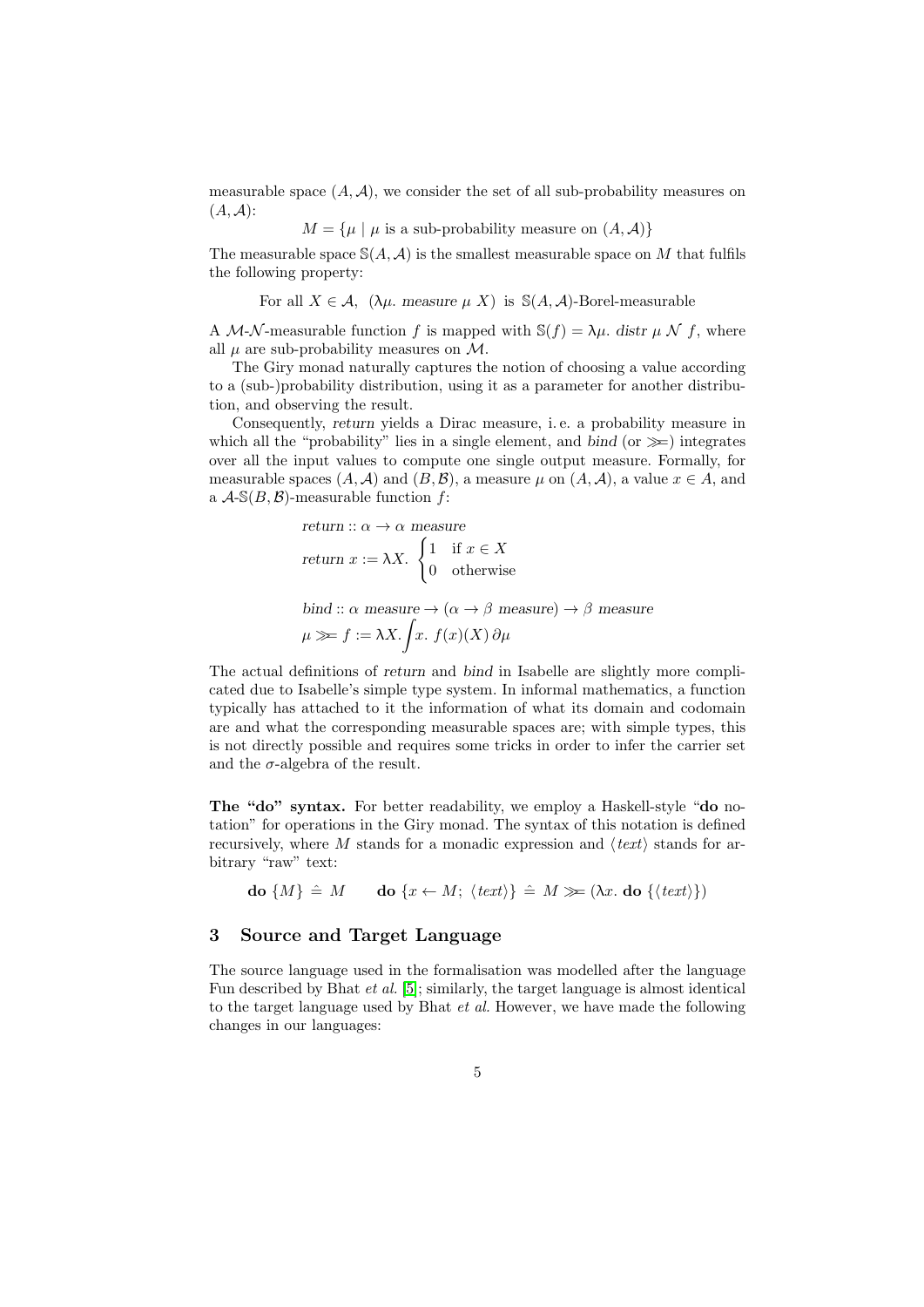measurable space $(A, \mathcal{A})$, we consider the set of all sub-probability measures on $(A, \mathcal{A})$:

$$M = \{\mu \mid \mu \text{ is a sub-probability measure on } (A, \mathcal{A})\}$$

The measurable space $\mathbb{S}(A, \mathcal{A})$ is the smallest measurable space on $M$ that fulfils the following property:

$$\text{For all } X \in \mathcal{A},\ \ (\lambda\mu.\ \mathit{measure}\ \mu\ X) \text{ is } \mathbb{S}(A, \mathcal{A})\text{-Borel-measurable}$$

A $\mathcal{M}$-$\mathcal{N}$-measurable function $f$ is mapped with $\mathbb{S}(f) = \lambda\mu.\ \mathit{distr}\ \mu\ \mathcal{N}\ f$, where all $\mu$ are sub-probability measures on $\mathcal{M}$.

The Giry monad naturally captures the notion of choosing a value according to a (sub-)probability distribution, using it as a parameter for another distribution, and observing the result.

Consequently, *return* yields a Dirac measure, i. e. a probability measure in which all the "probability" lies in a single element, and *bind* (or $\gg\!=$) integrates over all the input values to compute one single output measure. Formally, for measurable spaces $(A, \mathcal{A})$ and $(B, \mathcal{B})$, a measure $\mu$ on $(A, \mathcal{A})$, a value $x \in A$, and a $\mathcal{A}$-$\mathbb{S}(B, \mathcal{B})$-measurable function $f$:

$$\mathit{return} :: \alpha \to \alpha\ \mathit{measure}$$

$$\mathit{return}\ x := \lambda X.\ \begin{cases} 1 & \text{if } x \in X \\ 0 & \text{otherwise} \end{cases}$$

$$\mathit{bind} :: \alpha\ \mathit{measure} \to (\alpha \to \beta\ \mathit{measure}) \to \beta\ \mathit{measure}$$

$$\mu \gg\!= f := \lambda X. \int x.\ f(x)(X)\,\partial\mu$$

The actual definitions of *return* and *bind* in Isabelle are slightly more complicated due to Isabelle's simple type system. In informal mathematics, a function typically has attached to it the information of what its domain and codomain are and what the corresponding measurable spaces are; with simple types, this is not directly possible and requires some tricks in order to infer the carrier set and the $\sigma$-algebra of the result.

**The "do" syntax.** For better readability, we employ a Haskell-style "**do** notation" for operations in the Giry monad. The syntax of this notation is defined recursively, where $M$ stands for a monadic expression and $\langle \mathit{text} \rangle$ stands for arbitrary "raw" text:

$$\mathbf{do}\ \{M\} \ \hat{=}\ M \qquad \mathbf{do}\ \{x \leftarrow M;\ \langle \mathit{text} \rangle\} \ \hat{=}\ M \gg\!= (\lambda x.\ \mathbf{do}\ \{\langle \mathit{text} \rangle\})$$

## 3 Source and Target Language

The source language used in the formalisation was modelled after the language Fun described by Bhat *et al.* [5]; similarly, the target language is almost identical to the target language used by Bhat *et al.* However, we have made the following changes in our languages: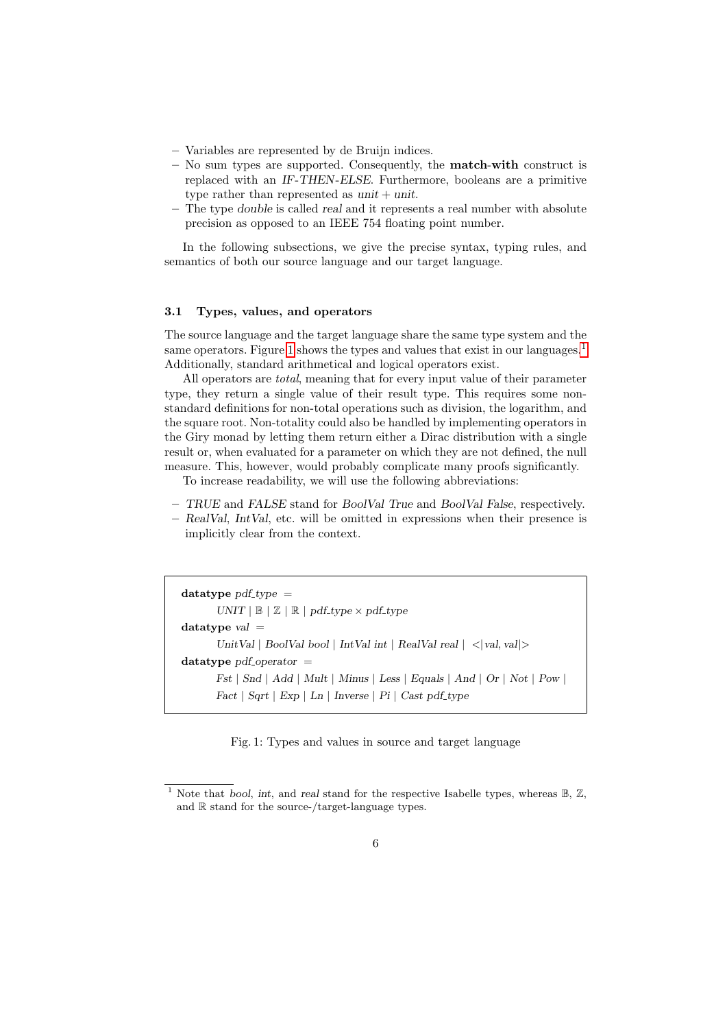- Variables are represented by de Bruijn indices.
- No sum types are supported. Consequently, the **match-with** construct is replaced with an *IF-THEN-ELSE*. Furthermore, booleans are a primitive type rather than represented as *unit* + *unit*.
- The type *double* is called *real* and it represents a real number with absolute precision as opposed to an IEEE 754 floating point number.

In the following subsections, we give the precise syntax, typing rules, and semantics of both our source language and our target language.

### 3.1 Types, values, and operators

The source language and the target language share the same type system and the same operators. Figure 1 shows the types and values that exist in our languages.[1] Additionally, standard arithmetical and logical operators exist.

All operators are *total*, meaning that for every input value of their parameter type, they return a single value of their result type. This requires some non-standard definitions for non-total operations such as division, the logarithm, and the square root. Non-totality could also be handled by implementing operators in the Giry monad by letting them return either a Dirac distribution with a single result or, when evaluated for a parameter on which they are not defined, the null measure. This, however, would probably complicate many proofs significantly.

To increase readability, we will use the following abbreviations:

- *TRUE* and *FALSE* stand for *BoolVal True* and *BoolVal False*, respectively.
- *RealVal*, *IntVal*, etc. will be omitted in expressions when their presence is implicitly clear from the context.

```
datatype pdf_type =
    UNIT | 𝔹 | ℤ | ℝ | pdf_type × pdf_type
datatype val =
    UnitVal | BoolVal bool | IntVal int | RealVal real | <|val, val|>
datatype pdf_operator =
    Fst | Snd | Add | Mult | Minus | Less | Equals | And | Or | Not | Pow |
    Fact | Sqrt | Exp | Ln | Inverse | Pi | Cast pdf_type
```

Fig. 1: Types and values in source and target language

[1] Note that *bool*, *int*, and *real* stand for the respective Isabelle types, whereas $\mathbb{B}$, $\mathbb{Z}$, and $\mathbb{R}$ stand for the source-/target-language types.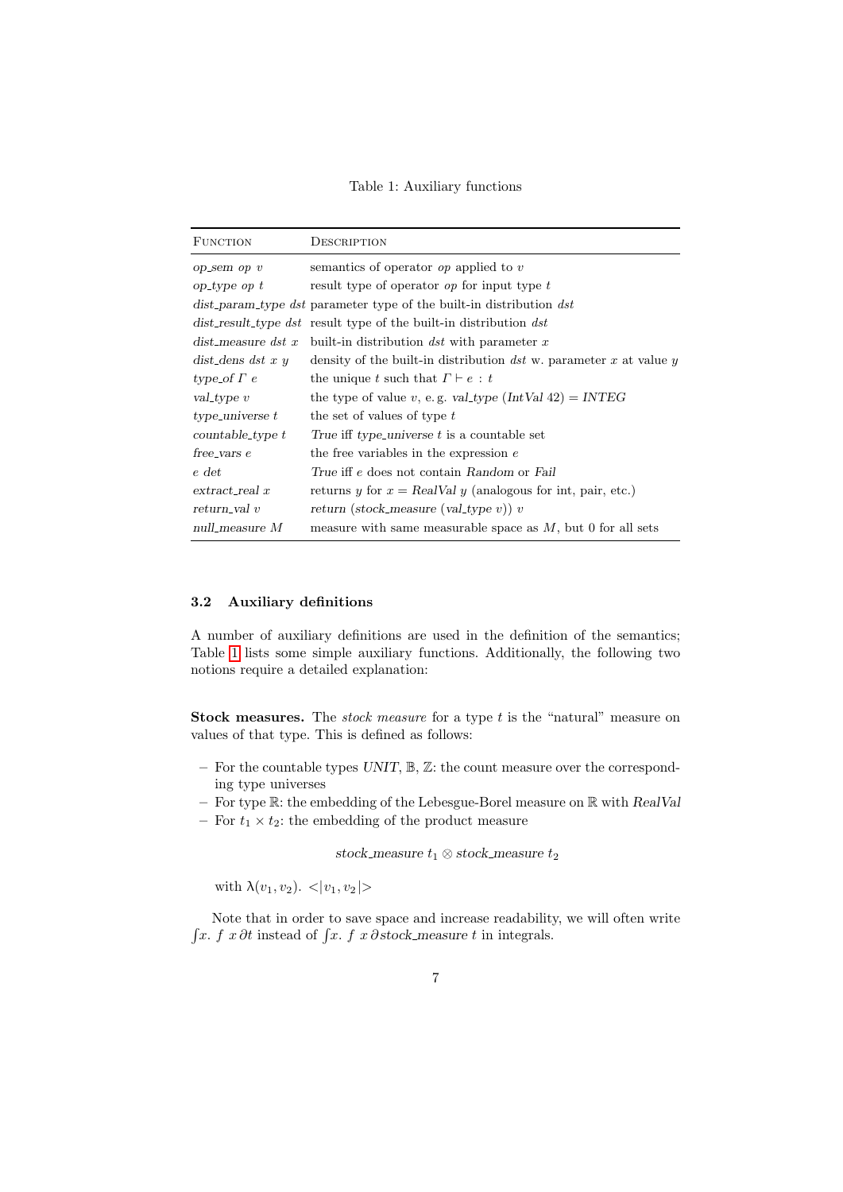Table 1: Auxiliary functions

| FUNCTION | DESCRIPTION |
|---|---|
| *op_sem op v* | semantics of operator *op* applied to *v* |
| *op_type op t* | result type of operator *op* for input type *t* |
| *dist_param_type dst* | parameter type of the built-in distribution *dst* |
| *dist_result_type dst* | result type of the built-in distribution *dst* |
| *dist_measure dst x* | built-in distribution *dst* with parameter *x* |
| *dist_dens dst x y* | density of the built-in distribution *dst* w. parameter *x* at value *y* |
| *type_of* $\Gamma$ *e* | the unique *t* such that $\Gamma \vdash e : t$ |
| *val_type v* | the type of value *v*, e. g. *val_type* (*IntVal* 42) = *INTEG* |
| *type_universe t* | the set of values of type *t* |
| *countable_type t* | *True* iff *type_universe t* is a countable set |
| *free_vars e* | the free variables in the expression *e* |
| *e det* | *True* iff *e* does not contain *Random* or *Fail* |
| *extract_real x* | returns *y* for *x* = *RealVal y* (analogous for int, pair, etc.) |
| *return_val v* | *return* (*stock_measure* (*val_type v*)) *v* |
| *null_measure M* | measure with same measurable space as *M*, but 0 for all sets |

### 3.2 Auxiliary definitions

A number of auxiliary definitions are used in the definition of the semantics; Table 1 lists some simple auxiliary functions. Additionally, the following two notions require a detailed explanation:

**Stock measures.** The *stock measure* for a type *t* is the "natural" measure on values of that type. This is defined as follows:

- For the countable types *UNIT*, $\mathbb{B}$, $\mathbb{Z}$: the count measure over the corresponding type universes
- For type $\mathbb{R}$: the embedding of the Lebesgue-Borel measure on $\mathbb{R}$ with *RealVal*
- For $t_1 \times t_2$: the embedding of the product measure

$$\textit{stock\_measure}\ t_1 \otimes \textit{stock\_measure}\ t_2$$

  with $\lambda(v_1, v_2).\ <\!|v_1, v_2|\!>$

Note that in order to save space and increase readability, we will often write $\int x.\ f\ x\,\partial t$ instead of $\int x.\ f\ x\,\partial\, \textit{stock\_measure}\ t$ in integrals.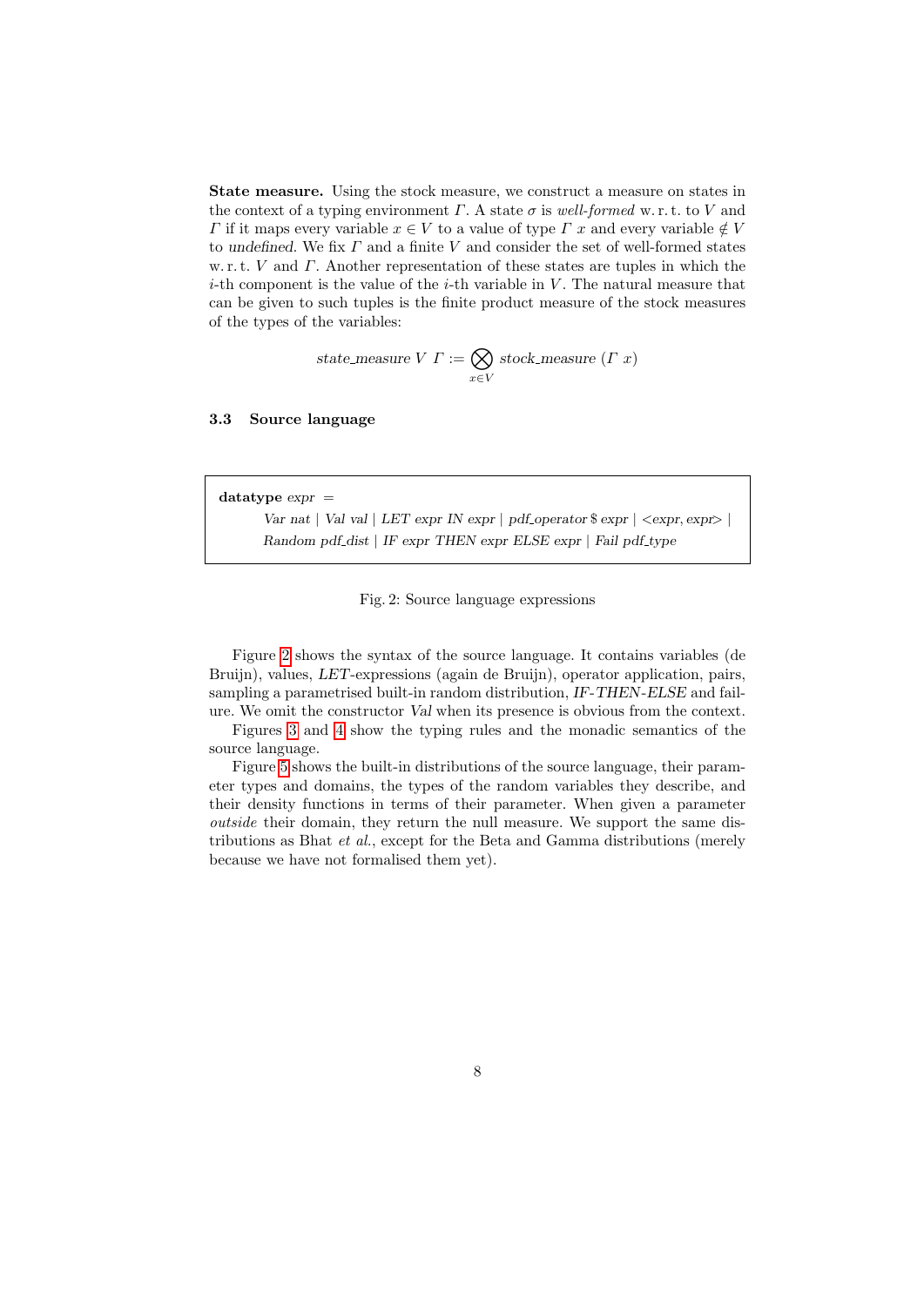**State measure.** Using the stock measure, we construct a measure on states in the context of a typing environment $\Gamma$. A state $\sigma$ is *well-formed* w. r. t. to $V$ and $\Gamma$ if it maps every variable $x \in V$ to a value of type $\Gamma\ x$ and every variable $\notin V$ to *undefined*. We fix $\Gamma$ and a finite $V$ and consider the set of well-formed states w. r. t. $V$ and $\Gamma$. Another representation of these states are tuples in which the $i$-th component is the value of the $i$-th variable in $V$. The natural measure that can be given to such tuples is the finite product measure of the stock measures of the types of the variables:

$$\mathit{state\_measure}\ V\ \Gamma := \bigotimes_{x \in V} \mathit{stock\_measure}\ (\Gamma\ x)$$

### 3.3 Source language

```
datatype expr =
    Var nat | Val val | LET expr IN expr | pdf_operator $ expr | <expr, expr> |
    Random pdf_dist | IF expr THEN expr ELSE expr | Fail pdf_type
```

Fig. 2: Source language expressions

Figure 2 shows the syntax of the source language. It contains variables (de Bruijn), values, *LET*-expressions (again de Bruijn), operator application, pairs, sampling a parametrised built-in random distribution, *IF-THEN-ELSE* and failure. We omit the constructor *Val* when its presence is obvious from the context.

Figures 3 and 4 show the typing rules and the monadic semantics of the source language.

Figure 5 shows the built-in distributions of the source language, their parameter types and domains, the types of the random variables they describe, and their density functions in terms of their parameter. When given a parameter *outside* their domain, they return the null measure. We support the same distributions as Bhat *et al.*, except for the Beta and Gamma distributions (merely because we have not formalised them yet).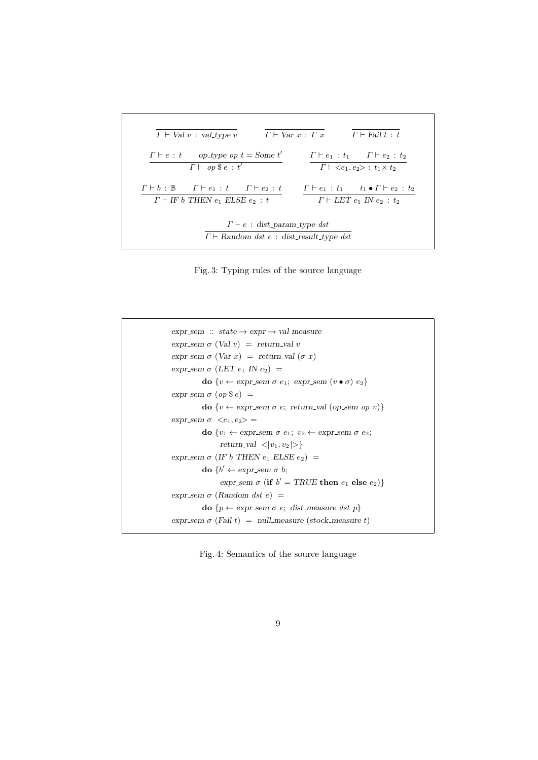$$\frac{}{\Gamma \vdash \mathit{Val}\ v : \mathit{val\_type}\ v} \qquad \frac{}{\Gamma \vdash \mathit{Var}\ x : \Gamma\ x} \qquad \frac{}{\Gamma \vdash \mathit{Fail}\ t : t}$$

$$\frac{\Gamma \vdash e : t \qquad \mathit{op\_type}\ \mathit{op}\ t = \mathit{Some}\ t'}{\Gamma \vdash \mathit{op}\ \$\ e : t'} \qquad \frac{\Gamma \vdash e_1 : t_1 \qquad \Gamma \vdash e_2 : t_2}{\Gamma \vdash <e_1, e_2> : t_1 \times t_2}$$

$$\frac{\Gamma \vdash b : \mathbb{B} \qquad \Gamma \vdash e_1 : t \qquad \Gamma \vdash e_2 : t}{\Gamma \vdash \mathit{IF}\ b\ \mathit{THEN}\ e_1\ \mathit{ELSE}\ e_2 : t} \qquad \frac{\Gamma \vdash e_1 : t_1 \qquad t_1 \bullet \Gamma \vdash e_2 : t_2}{\Gamma \vdash \mathit{LET}\ e_1\ \mathit{IN}\ e_2 : t_2}$$

$$\frac{\Gamma \vdash e : \mathit{dist\_param\_type}\ \mathit{dst}}{\Gamma \vdash \mathit{Random}\ \mathit{dst}\ e : \mathit{dist\_result\_type}\ \mathit{dst}}$$

Fig. 3: Typing rules of the source language

$\mathit{expr\_sem} :: \mathit{state} \to \mathit{expr} \to \mathit{val\ measure}$

$\mathit{expr\_sem}\ \sigma\ (\mathit{Val}\ v) = \mathit{return\_val}\ v$

$\mathit{expr\_sem}\ \sigma\ (\mathit{Var}\ x) = \mathit{return\_val}\ (\sigma\ x)$

$\mathit{expr\_sem}\ \sigma\ (\mathit{LET}\ e_1\ \mathit{IN}\ e_2) =$
$\quad \mathbf{do}\ \{v \leftarrow \mathit{expr\_sem}\ \sigma\ e_1;\ \mathit{expr\_sem}\ (v \bullet \sigma)\ e_2\}$

$\mathit{expr\_sem}\ \sigma\ (\mathit{op}\ \$\ e) =$
$\quad \mathbf{do}\ \{v \leftarrow \mathit{expr\_sem}\ \sigma\ e;\ \mathit{return\_val}\ (\mathit{op\_sem}\ \mathit{op}\ v)\}$

$\mathit{expr\_sem}\ \sigma\ <e_1, e_2> =$
$\quad \mathbf{do}\ \{v_1 \leftarrow \mathit{expr\_sem}\ \sigma\ e_1;\ v_2 \leftarrow \mathit{expr\_sem}\ \sigma\ e_2;$
$\quad\quad \mathit{return\_val}\ <|v_1, v_2|>\}$

$\mathit{expr\_sem}\ \sigma\ (\mathit{IF}\ b\ \mathit{THEN}\ e_1\ \mathit{ELSE}\ e_2) =$
$\quad \mathbf{do}\ \{b' \leftarrow \mathit{expr\_sem}\ \sigma\ b;$
$\quad\quad \mathit{expr\_sem}\ \sigma\ (\mathbf{if}\ b' = \mathit{TRUE}\ \mathbf{then}\ e_1\ \mathbf{else}\ e_2)\}$

$\mathit{expr\_sem}\ \sigma\ (\mathit{Random}\ \mathit{dst}\ e) =$
$\quad \mathbf{do}\ \{p \leftarrow \mathit{expr\_sem}\ \sigma\ e;\ \mathit{dist\_measure}\ \mathit{dst}\ p\}$

$\mathit{expr\_sem}\ \sigma\ (\mathit{Fail}\ t) = \mathit{null\_measure}\ (\mathit{stock\_measure}\ t)$

Fig. 4: Semantics of the source language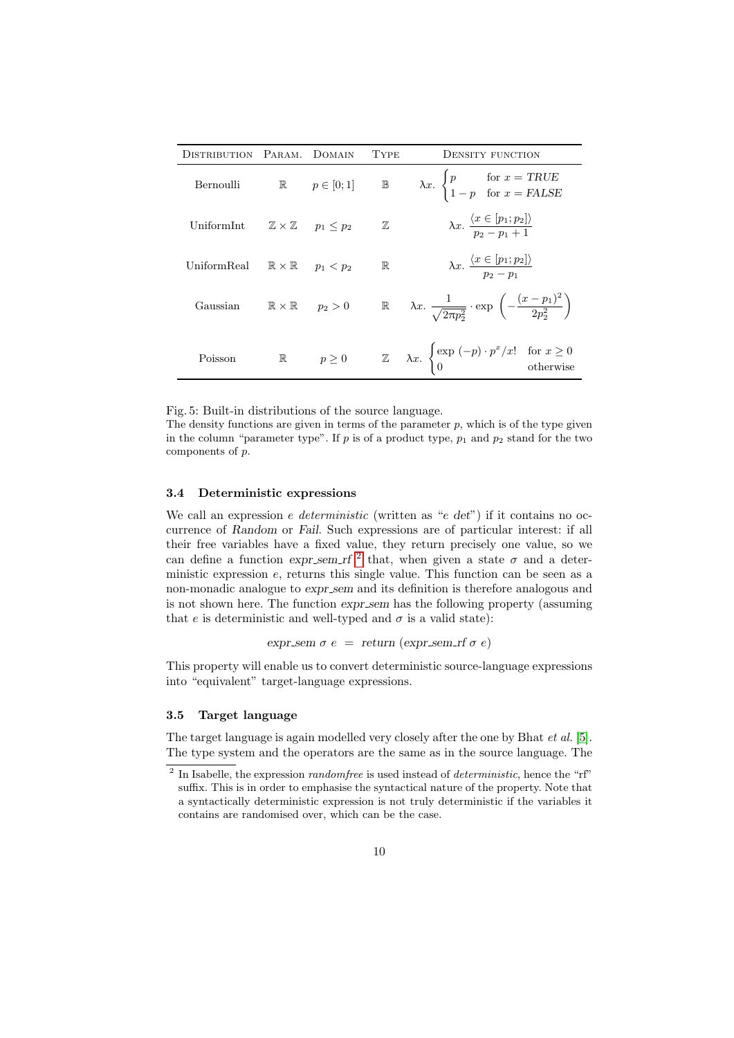| Distribution | Param. | Domain | Type | Density function |
|---|---|---|---|---|
| Bernoulli | $\mathbb{R}$ | $p \in [0;1]$ | $\mathbb{B}$ | $\lambda x.\ \begin{cases} p & \text{for } x = \mathit{TRUE} \\ 1-p & \text{for } x = \mathit{FALSE} \end{cases}$ |
| UniformInt | $\mathbb{Z} \times \mathbb{Z}$ | $p_1 \leq p_2$ | $\mathbb{Z}$ | $\lambda x.\ \dfrac{\langle x \in [p_1; p_2] \rangle}{p_2 - p_1 + 1}$ |
| UniformReal | $\mathbb{R} \times \mathbb{R}$ | $p_1 < p_2$ | $\mathbb{R}$ | $\lambda x.\ \dfrac{\langle x \in [p_1; p_2] \rangle}{p_2 - p_1}$ |
| Gaussian | $\mathbb{R} \times \mathbb{R}$ | $p_2 > 0$ | $\mathbb{R}$ | $\lambda x.\ \dfrac{1}{\sqrt{2\pi p_2^2}} \cdot \exp\left(-\dfrac{(x-p_1)^2}{2p_2^2}\right)$ |
| Poisson | $\mathbb{R}$ | $p \geq 0$ | $\mathbb{Z}$ | $\lambda x.\ \begin{cases} \exp(-p) \cdot p^x / x! & \text{for } x \geq 0 \\ 0 & \text{otherwise} \end{cases}$ |

Fig. 5: Built-in distributions of the source language.
The density functions are given in terms of the parameter $p$, which is of the type given in the column "parameter type". If $p$ is of a product type, $p_1$ and $p_2$ stand for the two components of $p$.

### 3.4 Deterministic expressions

We call an expression $e$ *deterministic* (written as "$e$ *det*") if it contains no occurrence of *Random* or *Fail*. Such expressions are of particular interest: if all their free variables have a fixed value, they return precisely one value, so we can define a function *expr_sem_rf* [2] that, when given a state $\sigma$ and a deterministic expression $e$, returns this single value. This function can be seen as a non-monadic analogue to *expr_sem* and its definition is therefore analogous and is not shown here. The function *expr_sem* has the following property (assuming that $e$ is deterministic and well-typed and $\sigma$ is a valid state):

$$\mathit{expr\_sem}\ \sigma\ e \ = \ \mathit{return}\ (\mathit{expr\_sem\_rf}\ \sigma\ e)$$

This property will enable us to convert deterministic source-language expressions into "equivalent" target-language expressions.

### 3.5 Target language

The target language is again modelled very closely after the one by Bhat *et al.* [5]. The type system and the operators are the same as in the source language. The

[2] In Isabelle, the expression *randomfree* is used instead of *deterministic*, hence the "rf" suffix. This is in order to emphasise the syntactical nature of the property. Note that a syntactically deterministic expression is not truly deterministic if the variables it contains are randomised over, which can be the case.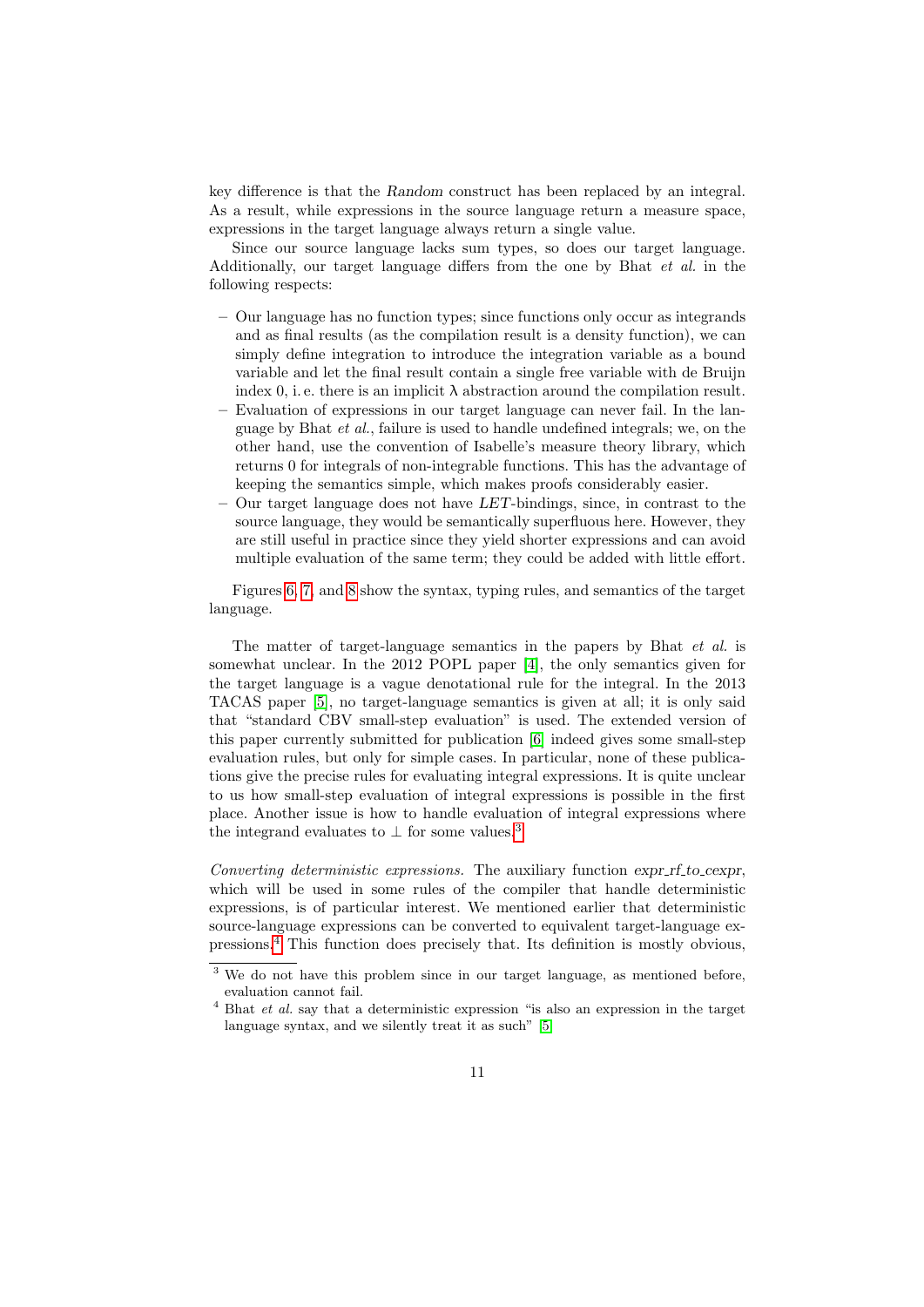key difference is that the *Random* construct has been replaced by an integral. As a result, while expressions in the source language return a measure space, expressions in the target language always return a single value.

Since our source language lacks sum types, so does our target language. Additionally, our target language differs from the one by Bhat *et al.* in the following respects:

- Our language has no function types; since functions only occur as integrands and as final results (as the compilation result is a density function), we can simply define integration to introduce the integration variable as a bound variable and let the final result contain a single free variable with de Bruijn index 0, i. e. there is an implicit λ abstraction around the compilation result.
- Evaluation of expressions in our target language can never fail. In the language by Bhat *et al.*, failure is used to handle undefined integrals; we, on the other hand, use the convention of Isabelle's measure theory library, which returns 0 for integrals of non-integrable functions. This has the advantage of keeping the semantics simple, which makes proofs considerably easier.
- Our target language does not have *LET*-bindings, since, in contrast to the source language, they would be semantically superfluous here. However, they are still useful in practice since they yield shorter expressions and can avoid multiple evaluation of the same term; they could be added with little effort.

Figures 6, 7, and 8 show the syntax, typing rules, and semantics of the target language.

The matter of target-language semantics in the papers by Bhat *et al.* is somewhat unclear. In the 2012 POPL paper [4], the only semantics given for the target language is a vague denotational rule for the integral. In the 2013 TACAS paper [5], no target-language semantics is given at all; it is only said that "standard CBV small-step evaluation" is used. The extended version of this paper currently submitted for publication [6] indeed gives some small-step evaluation rules, but only for simple cases. In particular, none of these publications give the precise rules for evaluating integral expressions. It is quite unclear to us how small-step evaluation of integral expressions is possible in the first place. Another issue is how to handle evaluation of integral expressions where the integrand evaluates to $\bot$ for some values.[3]

*Converting deterministic expressions.* The auxiliary function *expr_rf_to_cexpr*, which will be used in some rules of the compiler that handle deterministic expressions, is of particular interest. We mentioned earlier that deterministic source-language expressions can be converted to equivalent target-language expressions.[4] This function does precisely that. Its definition is mostly obvious,

---

[3] We do not have this problem since in our target language, as mentioned before, evaluation cannot fail.

[4] Bhat *et al.* say that a deterministic expression "is also an expression in the target language syntax, and we silently treat it as such" [5]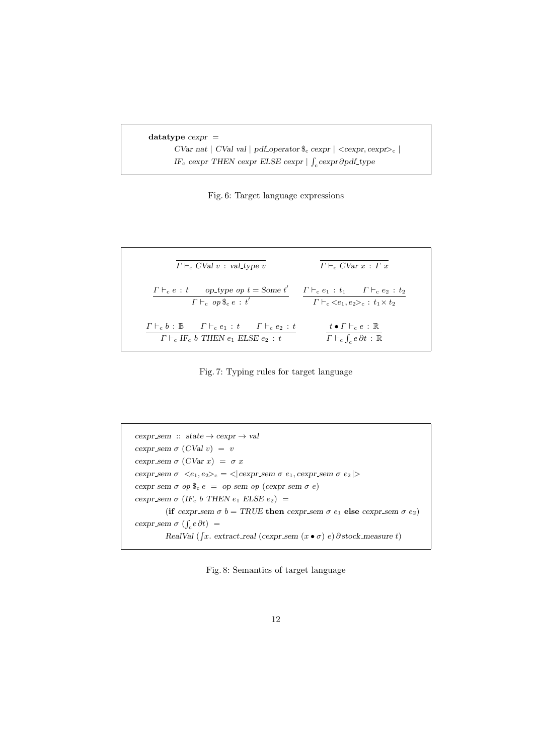**datatype** *cexpr* =

*CVar nat* | *CVal val* | *pdf_operator* $\$_c$ *cexpr* | $<$*cexpr*, *cexpr*$>_c$ |

$IF_c$ *cexpr THEN cexpr ELSE cexpr* | $\int_c$ *cexpr* $\partial$ *pdf_type*

Fig. 6: Target language expressions

$$\frac{}{\Gamma \vdash_c \mathit{CVal}\ v : \mathit{val\_type}\ v} \qquad \frac{}{\Gamma \vdash_c \mathit{CVar}\ x : \Gamma\ x}$$

$$\frac{\Gamma \vdash_c e : t \qquad \mathit{op\_type}\ \mathit{op}\ t = \mathit{Some}\ t'}{\Gamma \vdash_c \mathit{op}\ \$_c\ e : t'} \qquad \frac{\Gamma \vdash_c e_1 : t_1 \qquad \Gamma \vdash_c e_2 : t_2}{\Gamma \vdash_c <e_1, e_2>_c : t_1 \times t_2}$$

$$\frac{\Gamma \vdash_c b : \mathbb{B} \qquad \Gamma \vdash_c e_1 : t \qquad \Gamma \vdash_c e_2 : t}{\Gamma \vdash_c \mathit{IF}_c\ b\ \mathit{THEN}\ e_1\ \mathit{ELSE}\ e_2 : t} \qquad \frac{t \bullet \Gamma \vdash_c e : \mathbb{R}}{\Gamma \vdash_c \int_c e\, \partial t : \mathbb{R}}$$

Fig. 7: Typing rules for target language

$\mathit{cexpr\_sem} :: \mathit{state} \rightarrow \mathit{cexpr} \rightarrow \mathit{val}$

$\mathit{cexpr\_sem}\ \sigma\ (\mathit{CVal}\ v) = v$

$\mathit{cexpr\_sem}\ \sigma\ (\mathit{CVar}\ x) = \sigma\ x$

$\mathit{cexpr\_sem}\ \sigma\ <e_1, e_2>_c = <|\mathit{cexpr\_sem}\ \sigma\ e_1, \mathit{cexpr\_sem}\ \sigma\ e_2|>$

$\mathit{cexpr\_sem}\ \sigma\ \mathit{op}\ \$_c\ e = \mathit{op\_sem}\ \mathit{op}\ (\mathit{cexpr\_sem}\ \sigma\ e)$

$\mathit{cexpr\_sem}\ \sigma\ (\mathit{IF}_c\ b\ \mathit{THEN}\ e_1\ \mathit{ELSE}\ e_2) =$

  (**if** $\mathit{cexpr\_sem}\ \sigma\ b = \mathit{TRUE}$ **then** $\mathit{cexpr\_sem}\ \sigma\ e_1$ **else** $\mathit{cexpr\_sem}\ \sigma\ e_2$)

$\mathit{cexpr\_sem}\ \sigma\ (\int_c e\, \partial t) =$

  $\mathit{RealVal}\ (\int x.\ \mathit{extract\_real}\ (\mathit{cexpr\_sem}\ (x \bullet \sigma)\ e)\ \partial\, \mathit{stock\_measure}\ t)$

Fig. 8: Semantics of target language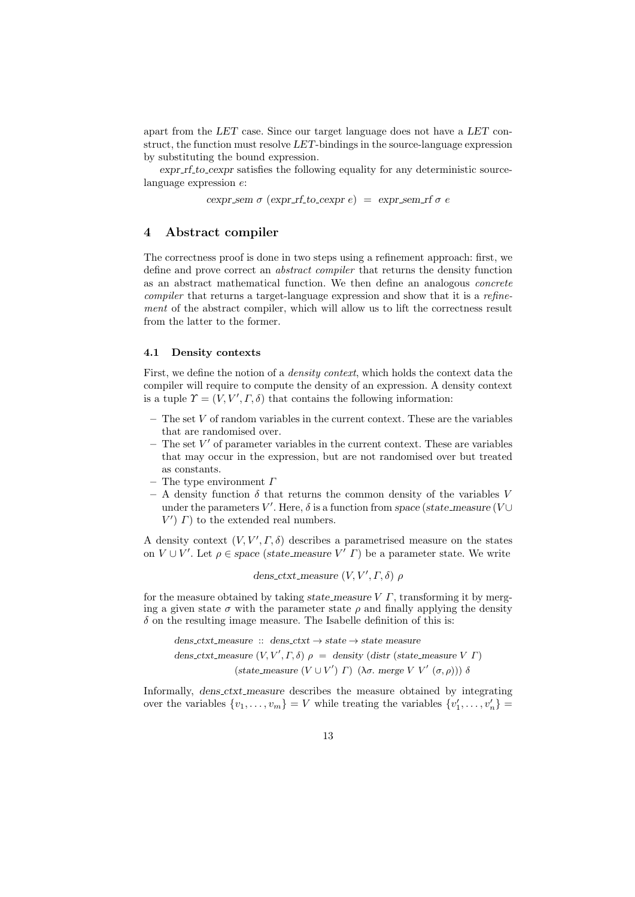apart from the *LET* case. Since our target language does not have a *LET* construct, the function must resolve *LET*-bindings in the source-language expression by substituting the bound expression.

*expr_rf_to_cexpr* satisfies the following equality for any deterministic source-language expression $e$:

$$\textit{cexpr\_sem}\ \sigma\ (\textit{expr\_rf\_to\_cexpr}\ e)\ =\ \textit{expr\_sem\_rf}\ \sigma\ e$$

## 4 Abstract compiler

The correctness proof is done in two steps using a refinement approach: first, we define and prove correct an *abstract compiler* that returns the density function as an abstract mathematical function. We then define an analogous *concrete compiler* that returns a target-language expression and show that it is a *refinement* of the abstract compiler, which will allow us to lift the correctness result from the latter to the former.

### 4.1 Density contexts

First, we define the notion of a *density context*, which holds the context data the compiler will require to compute the density of an expression. A density context is a tuple $\Upsilon = (V, V', \Gamma, \delta)$ that contains the following information:

- The set $V$ of random variables in the current context. These are the variables that are randomised over.
- The set $V'$ of parameter variables in the current context. These are variables that may occur in the expression, but are not randomised over but treated as constants.
- The type environment $\Gamma$
- A density function $\delta$ that returns the common density of the variables $V$ under the parameters $V'$. Here, $\delta$ is a function from *space* (*state_measure* ($V \cup V'$) $\Gamma$) to the extended real numbers.

A density context $(V, V', \Gamma, \delta)$ describes a parametrised measure on the states on $V \cup V'$. Let $\rho \in$ *space* (*state_measure* $V'$ $\Gamma$) be a parameter state. We write

$$\textit{dens\_ctxt\_measure}\ (V, V', \Gamma, \delta)\ \rho$$

for the measure obtained by taking *state_measure* $V$ $\Gamma$, transforming it by merging a given state $\sigma$ with the parameter state $\rho$ and finally applying the density $\delta$ on the resulting image measure. The Isabelle definition of this is:

$$\textit{dens\_ctxt\_measure}\ ::\ \textit{dens\_ctxt} \rightarrow \textit{state} \rightarrow \textit{state measure}$$
$$\textit{dens\_ctxt\_measure}\ (V, V', \Gamma, \delta)\ \rho\ =\ \textit{density}\ (\textit{distr}\ (\textit{state\_measure}\ V\ \Gamma)$$
$$(\textit{state\_measure}\ (V \cup V')\ \Gamma)\ \ (\lambda\sigma.\ \textit{merge}\ V\ V'\ (\sigma, \rho)))\ \delta$$

Informally, *dens_ctxt_measure* describes the measure obtained by integrating over the variables $\{v_1, \ldots, v_m\} = V$ while treating the variables $\{v'_1, \ldots, v'_n\} =$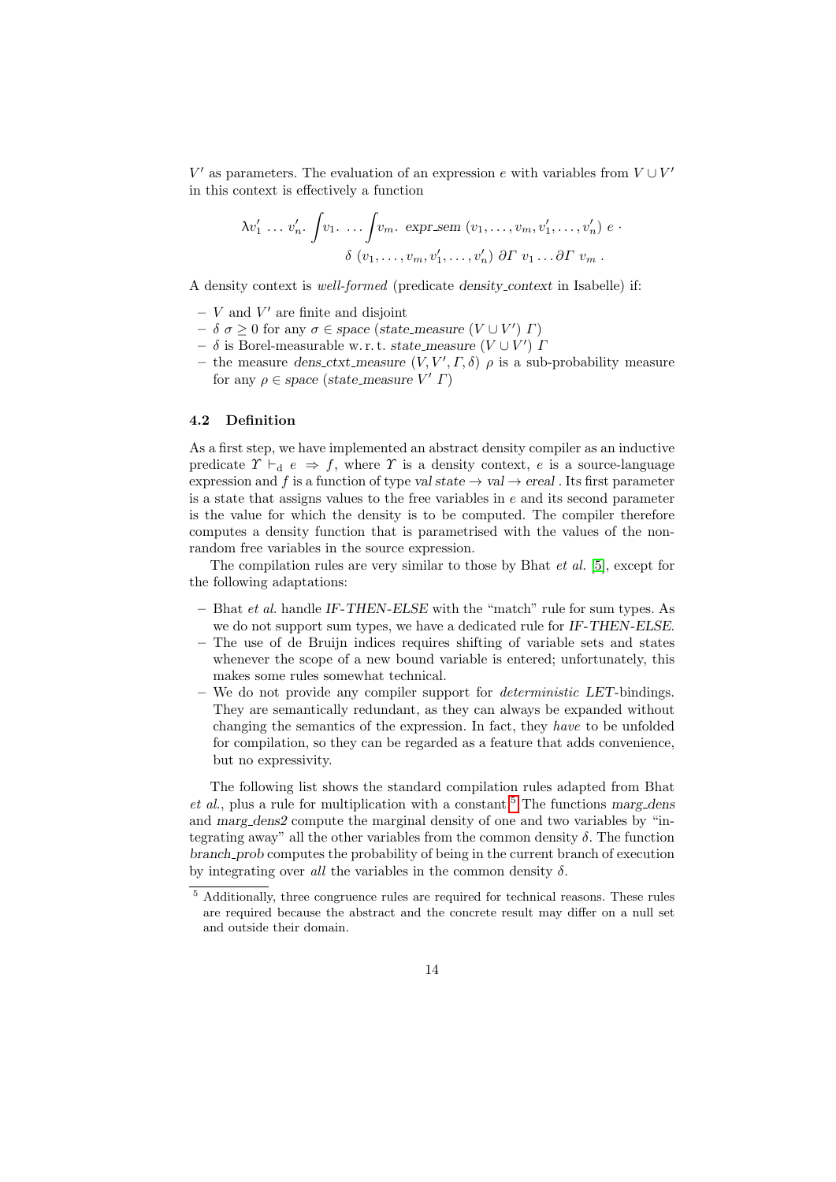$V'$ as parameters. The evaluation of an expression $e$ with variables from $V \cup V'$ in this context is effectively a function

$$\lambda v'_1 \ldots v'_n. \int v_1. \ldots \int v_m. \; \mathit{expr\_sem}\ (v_1, \ldots, v_m, v'_1, \ldots, v'_n)\ e \cdot \\ \delta\ (v_1, \ldots, v_m, v'_1, \ldots, v'_n)\ \partial \Gamma\ v_1 \ldots \partial \Gamma\ v_m\ .$$

A density context is *well-formed* (predicate *density_context* in Isabelle) if:

- $V$ and $V'$ are finite and disjoint
- $\delta\ \sigma \geq 0$ for any $\sigma \in \mathit{space}\ (\mathit{state\_measure}\ (V \cup V')\ \Gamma)$
- $\delta$ is Borel-measurable w. r. t. $\mathit{state\_measure}\ (V \cup V')\ \Gamma$
- the measure $\mathit{dens\_ctxt\_measure}\ (V, V', \Gamma, \delta)\ \rho$ is a sub-probability measure for any $\rho \in \mathit{space}\ (\mathit{state\_measure}\ V'\ \Gamma)$

### 4.2 Definition

As a first step, we have implemented an abstract density compiler as an inductive predicate $\Upsilon \vdash_{\mathrm{d}} e \Rightarrow f$, where $\Upsilon$ is a density context, $e$ is a source-language expression and $f$ is a function of type $\mathit{val\ state} \rightarrow \mathit{val} \rightarrow \mathit{ereal}$ . Its first parameter is a state that assigns values to the free variables in $e$ and its second parameter is the value for which the density is to be computed. The compiler therefore computes a density function that is parametrised with the values of the non-random free variables in the source expression.

The compilation rules are very similar to those by Bhat *et al.* [5], except for the following adaptations:

- Bhat *et al.* handle *IF-THEN-ELSE* with the "match" rule for sum types. As we do not support sum types, we have a dedicated rule for *IF-THEN-ELSE*.
- The use of de Bruijn indices requires shifting of variable sets and states whenever the scope of a new bound variable is entered; unfortunately, this makes some rules somewhat technical.
- We do not provide any compiler support for *deterministic LET*-bindings. They are semantically redundant, as they can always be expanded without changing the semantics of the expression. In fact, they *have* to be unfolded for compilation, so they can be regarded as a feature that adds convenience, but no expressivity.

The following list shows the standard compilation rules adapted from Bhat *et al.*, plus a rule for multiplication with a constant.[5] The functions *marg_dens* and *marg_dens2* compute the marginal density of one and two variables by "integrating away" all the other variables from the common density $\delta$. The function *branch_prob* computes the probability of being in the current branch of execution by integrating over *all* the variables in the common density $\delta$.

[5] Additionally, three congruence rules are required for technical reasons. These rules are required because the abstract and the concrete result may differ on a null set and outside their domain.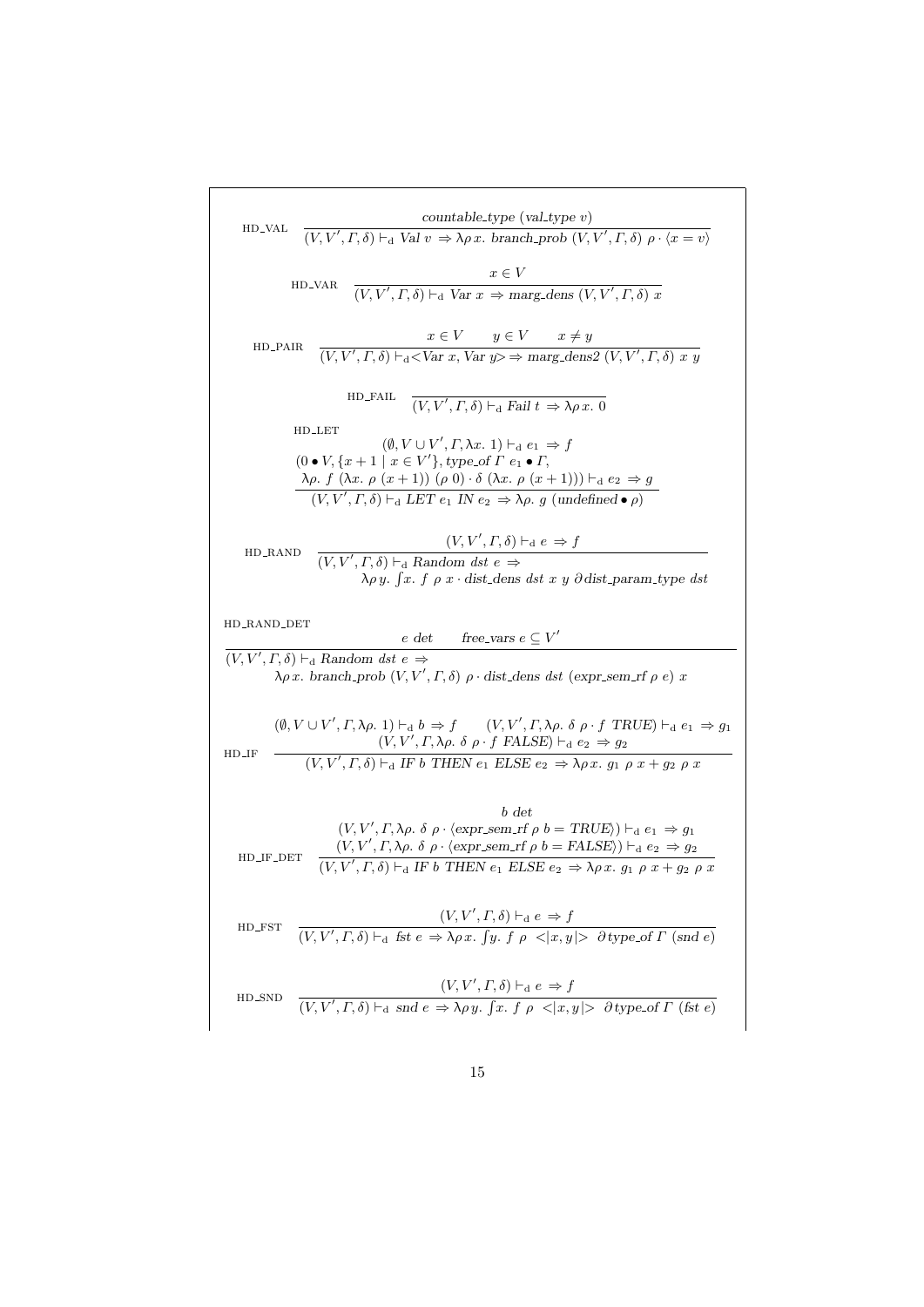$$\text{HD\_VAL} \quad \frac{\textit{countable\_type}\ (\textit{val\_type}\ v)}{(V, V', \Gamma, \delta) \vdash_{\mathrm{d}} \textit{Val}\ v \Rightarrow \lambda \rho\, x.\ \textit{branch\_prob}\ (V, V', \Gamma, \delta)\ \rho \cdot \langle x = v \rangle}$$

$$\text{HD\_VAR} \quad \frac{x \in V}{(V, V', \Gamma, \delta) \vdash_{\mathrm{d}} \textit{Var}\ x \Rightarrow \textit{marg\_dens}\ (V, V', \Gamma, \delta)\ x}$$

$$\text{HD\_PAIR} \quad \frac{x \in V \qquad y \in V \qquad x \neq y}{(V, V', \Gamma, \delta) \vdash_{\mathrm{d}} <\!\textit{Var}\ x, \textit{Var}\ y\!> \Rightarrow \textit{marg\_dens2}\ (V, V', \Gamma, \delta)\ x\ y}$$

$$\text{HD\_FAIL} \quad \frac{}{(V, V', \Gamma, \delta) \vdash_{\mathrm{d}} \textit{Fail}\ t \Rightarrow \lambda \rho\, x.\ 0}$$

$$\text{HD\_LET} \quad \frac{\begin{array}{c}(\emptyset, V \cup V', \Gamma, \lambda x.\ 1) \vdash_{\mathrm{d}} e_1 \Rightarrow f \\ (0 \bullet V, \{x + 1 \mid x \in V'\}, \textit{type\_of}\ \Gamma\ e_1 \bullet \Gamma, \\ \lambda \rho.\ f\ (\lambda x.\ \rho\ (x+1))\ (\rho\ 0) \cdot \delta\ (\lambda x.\ \rho\ (x+1))) \vdash_{\mathrm{d}} e_2 \Rightarrow g\end{array}}{(V, V', \Gamma, \delta) \vdash_{\mathrm{d}} \textit{LET}\ e_1\ \textit{IN}\ e_2 \Rightarrow \lambda \rho.\ g\ (\textit{undefined} \bullet \rho)}$$

$$\text{HD\_RAND} \quad \frac{(V, V', \Gamma, \delta) \vdash_{\mathrm{d}} e \Rightarrow f}{\begin{array}{l}(V, V', \Gamma, \delta) \vdash_{\mathrm{d}} \textit{Random}\ \textit{dst}\ e \Rightarrow \\ \qquad \lambda \rho\, y.\ \int x.\ f\ \rho\ x \cdot \textit{dist\_dens}\ \textit{dst}\ x\ y\ \partial \textit{dist\_param\_type}\ \textit{dst}\end{array}}$$

$$\text{HD\_RAND\_DET} \quad \frac{e\ \textit{det} \qquad \textit{free\_vars}\ e \subseteq V'}{\begin{array}{l}(V, V', \Gamma, \delta) \vdash_{\mathrm{d}} \textit{Random}\ \textit{dst}\ e \Rightarrow \\ \qquad \lambda \rho\, x.\ \textit{branch\_prob}\ (V, V', \Gamma, \delta)\ \rho \cdot \textit{dist\_dens}\ \textit{dst}\ (\textit{expr\_sem\_rf}\ \rho\ e)\ x\end{array}}$$

$$\text{HD\_IF} \quad \frac{\begin{array}{c}(\emptyset, V \cup V', \Gamma, \lambda \rho.\ 1) \vdash_{\mathrm{d}} b \Rightarrow f \qquad (V, V', \Gamma, \lambda \rho.\ \delta\ \rho \cdot f\ \textit{TRUE}) \vdash_{\mathrm{d}} e_1 \Rightarrow g_1 \\ (V, V', \Gamma, \lambda \rho.\ \delta\ \rho \cdot f\ \textit{FALSE}) \vdash_{\mathrm{d}} e_2 \Rightarrow g_2\end{array}}{(V, V', \Gamma, \delta) \vdash_{\mathrm{d}} \textit{IF}\ b\ \textit{THEN}\ e_1\ \textit{ELSE}\ e_2 \Rightarrow \lambda \rho\, x.\ g_1\ \rho\ x + g_2\ \rho\ x}$$

$$\text{HD\_IF\_DET} \quad \frac{\begin{array}{c}b\ \textit{det} \\ (V, V', \Gamma, \lambda \rho.\ \delta\ \rho \cdot \langle \textit{expr\_sem\_rf}\ \rho\ b = \textit{TRUE} \rangle) \vdash_{\mathrm{d}} e_1 \Rightarrow g_1 \\ (V, V', \Gamma, \lambda \rho.\ \delta\ \rho \cdot \langle \textit{expr\_sem\_rf}\ \rho\ b = \textit{FALSE} \rangle) \vdash_{\mathrm{d}} e_2 \Rightarrow g_2\end{array}}{(V, V', \Gamma, \delta) \vdash_{\mathrm{d}} \textit{IF}\ b\ \textit{THEN}\ e_1\ \textit{ELSE}\ e_2 \Rightarrow \lambda \rho\, x.\ g_1\ \rho\ x + g_2\ \rho\ x}$$

$$\text{HD\_FST} \quad \frac{(V, V', \Gamma, \delta) \vdash_{\mathrm{d}} e \Rightarrow f}{(V, V', \Gamma, \delta) \vdash_{\mathrm{d}} \textit{fst}\ e \Rightarrow \lambda \rho\, x.\ \int y.\ f\ \rho\ <\!|x, y|\!>\ \partial \textit{type\_of}\ \Gamma\ (\textit{snd}\ e)}$$

$$\text{HD\_SND} \quad \frac{(V, V', \Gamma, \delta) \vdash_{\mathrm{d}} e \Rightarrow f}{(V, V', \Gamma, \delta) \vdash_{\mathrm{d}} \textit{snd}\ e \Rightarrow \lambda \rho\, y.\ \int x.\ f\ \rho\ <\!|x, y|\!>\ \partial \textit{type\_of}\ \Gamma\ (\textit{fst}\ e)}$$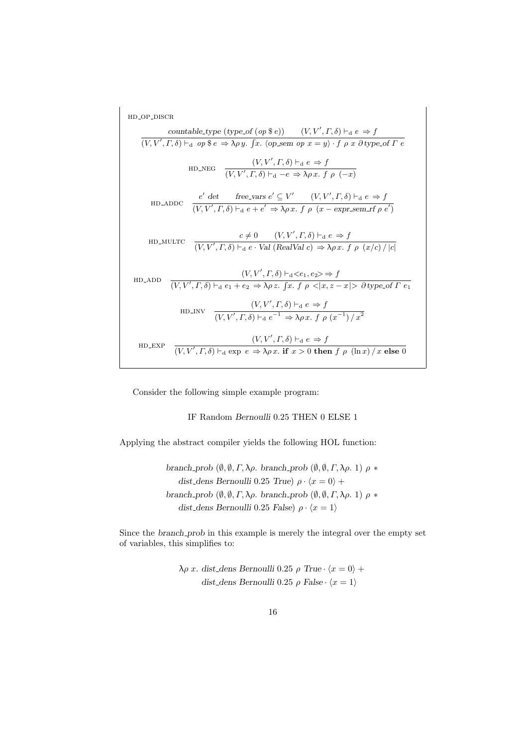HD_OP_DISCR

$$\frac{\textit{countable\_type}\ (\textit{type\_of}\ (op\ \$\ e)) \qquad (V, V', \Gamma, \delta) \vdash_{\mathrm{d}} e \Rightarrow f}{(V, V', \Gamma, \delta) \vdash_{\mathrm{d}} op\ \$\ e \Rightarrow \lambda\rho\, y.\ \int x.\ \langle \textit{op\_sem}\ op\ x = y \rangle \cdot f\ \rho\ x\ \partial\, \textit{type\_of}\ \Gamma\ e}$$

$$\text{HD\_NEG} \quad \frac{(V, V', \Gamma, \delta) \vdash_{\mathrm{d}} e \Rightarrow f}{(V, V', \Gamma, \delta) \vdash_{\mathrm{d}} -e \Rightarrow \lambda\rho\, x.\ f\ \rho\ (-x)}$$

$$\text{HD\_ADDC} \quad \frac{e'\ \textit{det} \qquad \textit{free\_vars}\ e' \subseteq V' \qquad (V, V', \Gamma, \delta) \vdash_{\mathrm{d}} e \Rightarrow f}{(V, V', \Gamma, \delta) \vdash_{\mathrm{d}} e + e' \Rightarrow \lambda\rho\, x.\ f\ \rho\ (x - \textit{expr\_sem\_rf}\ \rho\ e')}$$

$$\text{HD\_MULTC} \quad \frac{c \neq 0 \qquad (V, V', \Gamma, \delta) \vdash_{\mathrm{d}} e \Rightarrow f}{(V, V', \Gamma, \delta) \vdash_{\mathrm{d}} e \cdot \textit{Val}\ (\textit{RealVal}\ c) \Rightarrow \lambda\rho\, x.\ f\ \rho\ (x/c)\,/\,|c|}$$

$$\text{HD\_ADD} \quad \frac{(V, V', \Gamma, \delta) \vdash_{\mathrm{d}} <e_1, e_2> \Rightarrow f}{(V, V', \Gamma, \delta) \vdash_{\mathrm{d}} e_1 + e_2 \Rightarrow \lambda\rho\, z.\ \int x.\ f\ \rho\ <|x, z - x|>\ \partial\, \textit{type\_of}\ \Gamma\ e_1}$$

$$\text{HD\_INV} \quad \frac{(V, V', \Gamma, \delta) \vdash_{\mathrm{d}} e \Rightarrow f}{(V, V', \Gamma, \delta) \vdash_{\mathrm{d}} e^{-1} \Rightarrow \lambda\rho\, x.\ f\ \rho\ (x^{-1})\,/\,x^2}$$

$$\text{HD\_EXP} \quad \frac{(V, V', \Gamma, \delta) \vdash_{\mathrm{d}} e \Rightarrow f}{(V, V', \Gamma, \delta) \vdash_{\mathrm{d}} \exp\ e \Rightarrow \lambda\rho\, x.\ \textbf{if}\ x > 0\ \textbf{then}\ f\ \rho\ (\ln x)\,/\,x\ \textbf{else}\ 0}$$

Consider the following simple example program:

IF Random *Bernoulli* 0.25 THEN 0 ELSE 1

Applying the abstract compiler yields the following HOL function:

$$\begin{aligned}
&\textit{branch\_prob}\ (\emptyset, \emptyset, \Gamma, \lambda\rho.\ \textit{branch\_prob}\ (\emptyset, \emptyset, \Gamma, \lambda\rho.\ 1)\ \rho\ * \\
&\quad \textit{dist\_dens Bernoulli}\ 0.25\ \textit{True})\ \rho \cdot \langle x = 0 \rangle\ + \\
&\textit{branch\_prob}\ (\emptyset, \emptyset, \Gamma, \lambda\rho.\ \textit{branch\_prob}\ (\emptyset, \emptyset, \Gamma, \lambda\rho.\ 1)\ \rho\ * \\
&\quad \textit{dist\_dens Bernoulli}\ 0.25\ \textit{False})\ \rho \cdot \langle x = 1 \rangle
\end{aligned}$$

Since the *branch_prob* in this example is merely the integral over the empty set of variables, this simplifies to:

$$\begin{aligned}
&\lambda\rho\ x.\ \textit{dist\_dens Bernoulli}\ 0.25\ \rho\ \textit{True} \cdot \langle x = 0 \rangle\ + \\
&\quad \textit{dist\_dens Bernoulli}\ 0.25\ \rho\ \textit{False} \cdot \langle x = 1 \rangle
\end{aligned}$$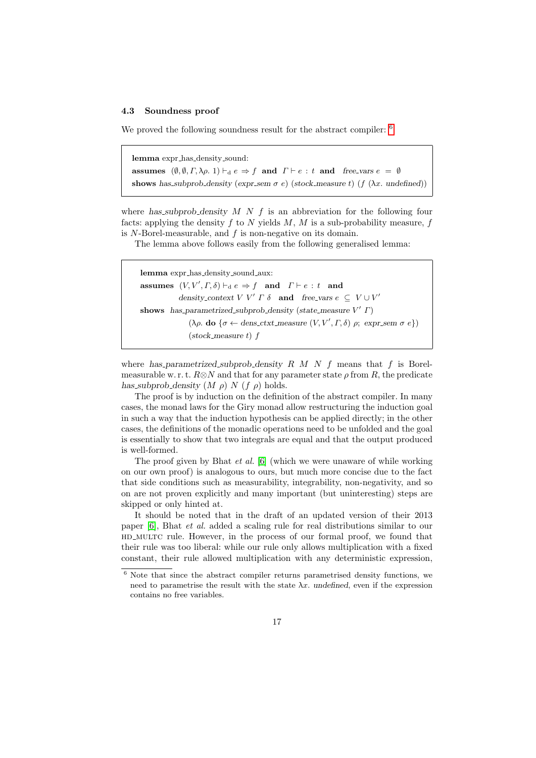### 4.3 Soundness proof

We proved the following soundness result for the abstract compiler: [6]

```
lemma expr_has_density_sound:
assumes (∅, ∅, Γ, λρ. 1) ⊢d e ⇒ f  and  Γ ⊢ e : t  and  free_vars e = ∅
shows has_subprob_density (expr_sem σ e) (stock_measure t) (f (λx. undefined))
```

where *has_subprob_density* $M$ $N$ $f$ is an abbreviation for the following four facts: applying the density $f$ to $N$ yields $M$, $M$ is a sub-probability measure, $f$ is $N$-Borel-measurable, and $f$ is non-negative on its domain.

The lemma above follows easily from the following generalised lemma:

```
lemma expr_has_density_sound_aux:
assumes (V, V', Γ, δ) ⊢d e ⇒ f  and  Γ ⊢ e : t  and
        density_context V V' Γ δ  and  free_vars e ⊆ V ∪ V'
shows has_parametrized_subprob_density (state_measure V' Γ)
        (λρ. do {σ ← dens_ctxt_measure (V, V', Γ, δ) ρ; expr_sem σ e})
        (stock_measure t) f
```

where *has_parametrized_subprob_density* $R$ $M$ $N$ $f$ means that $f$ is Borel-measurable w. r. t. $R \otimes N$ and that for any parameter state $\rho$ from $R$, the predicate *has_subprob_density* $(M\ \rho)$ $N$ $(f\ \rho)$ holds.

The proof is by induction on the definition of the abstract compiler. In many cases, the monad laws for the Giry monad allow restructuring the induction goal in such a way that the induction hypothesis can be applied directly; in the other cases, the definitions of the monadic operations need to be unfolded and the goal is essentially to show that two integrals are equal and that the output produced is well-formed.

The proof given by Bhat *et al.* [6] (which we were unaware of while working on our own proof) is analogous to ours, but much more concise due to the fact that side conditions such as measurability, integrability, non-negativity, and so on are not proven explicitly and many important (but uninteresting) steps are skipped or only hinted at.

It should be noted that in the draft of an updated version of their 2013 paper [6], Bhat *et al.* added a scaling rule for real distributions similar to our HD_MULTC rule. However, in the process of our formal proof, we found that their rule was too liberal: while our rule only allows multiplication with a fixed constant, their rule allowed multiplication with any deterministic expression,

[6] Note that since the abstract compiler returns parametrised density functions, we need to parametrise the result with the state $\lambda x.$ *undefined*, even if the expression contains no free variables.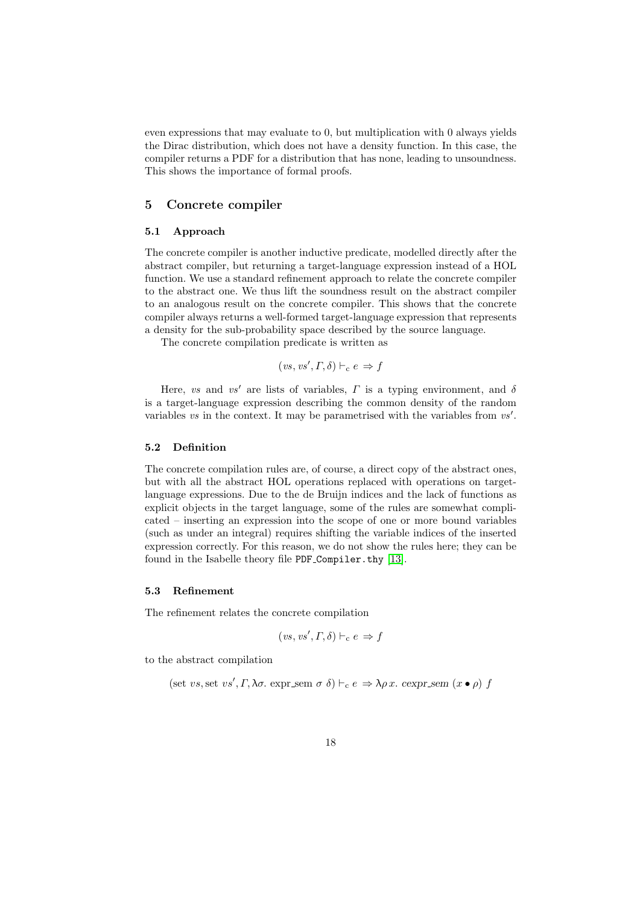even expressions that may evaluate to 0, but multiplication with 0 always yields the Dirac distribution, which does not have a density function. In this case, the compiler returns a PDF for a distribution that has none, leading to unsoundness. This shows the importance of formal proofs.

## 5 Concrete compiler

### 5.1 Approach

The concrete compiler is another inductive predicate, modelled directly after the abstract compiler, but returning a target-language expression instead of a HOL function. We use a standard refinement approach to relate the concrete compiler to the abstract one. We thus lift the soundness result on the abstract compiler to an analogous result on the concrete compiler. This shows that the concrete compiler always returns a well-formed target-language expression that represents a density for the sub-probability space described by the source language.

The concrete compilation predicate is written as

$$(vs, vs', \Gamma, \delta) \vdash_c e \Rightarrow f$$

Here, $vs$ and $vs'$ are lists of variables, $\Gamma$ is a typing environment, and $\delta$ is a target-language expression describing the common density of the random variables $vs$ in the context. It may be parametrised with the variables from $vs'$.

### 5.2 Definition

The concrete compilation rules are, of course, a direct copy of the abstract ones, but with all the abstract HOL operations replaced with operations on target-language expressions. Due to the de Bruijn indices and the lack of functions as explicit objects in the target language, some of the rules are somewhat complicated – inserting an expression into the scope of one or more bound variables (such as under an integral) requires shifting the variable indices of the inserted expression correctly. For this reason, we do not show the rules here; they can be found in the Isabelle theory file `PDF_Compiler.thy` [13].

### 5.3 Refinement

The refinement relates the concrete compilation

$$(vs, vs', \Gamma, \delta) \vdash_c e \Rightarrow f$$

to the abstract compilation

$$(\text{set } vs, \text{set } vs', \Gamma, \lambda\sigma.\ \text{expr\_sem } \sigma\ \delta) \vdash_c e \Rightarrow \lambda\rho\, x.\ \textit{cexpr\_sem}\ (x \bullet \rho)\ f$$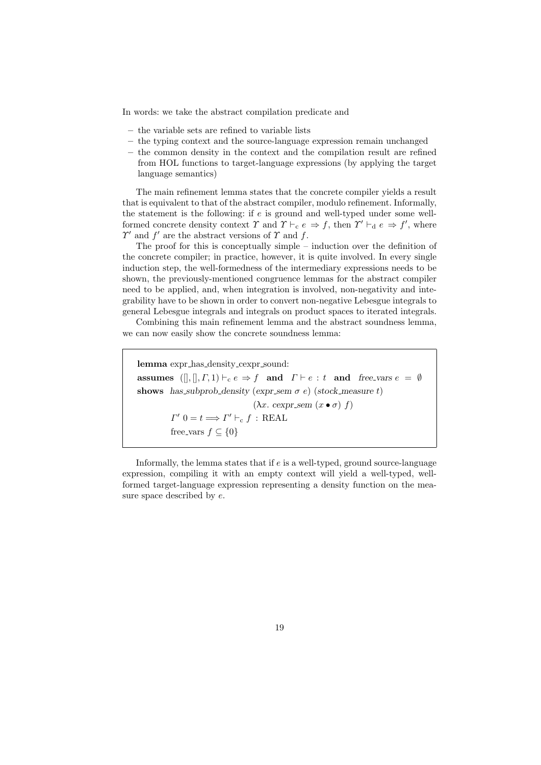In words: we take the abstract compilation predicate and

- the variable sets are refined to variable lists
- the typing context and the source-language expression remain unchanged
- the common density in the context and the compilation result are refined from HOL functions to target-language expressions (by applying the target language semantics)

The main refinement lemma states that the concrete compiler yields a result that is equivalent to that of the abstract compiler, modulo refinement. Informally, the statement is the following: if $e$ is ground and well-typed under some well-formed concrete density context $\Upsilon$ and $\Upsilon \vdash_{\mathrm{c}} e \Rightarrow f$, then $\Upsilon' \vdash_{\mathrm{d}} e \Rightarrow f'$, where $\Upsilon'$ and $f'$ are the abstract versions of $\Upsilon$ and $f$.

The proof for this is conceptually simple – induction over the definition of the concrete compiler; in practice, however, it is quite involved. In every single induction step, the well-formedness of the intermediary expressions needs to be shown, the previously-mentioned congruence lemmas for the abstract compiler need to be applied, and, when integration is involved, non-negativity and integrability have to be shown in order to convert non-negative Lebesgue integrals to general Lebesgue integrals and integrals on product spaces to iterated integrals.

Combining this main refinement lemma and the abstract soundness lemma, we can now easily show the concrete soundness lemma:

**lemma** expr_has_density_cexpr_sound:
**assumes** $([], [], \Gamma, 1) \vdash_{\mathrm{c}} e \Rightarrow f$ **and** $\Gamma \vdash e : t$ **and** $\mathit{free\_vars}\ e = \emptyset$
**shows** $\mathit{has\_subprob\_density}\ (\mathit{expr\_sem}\ \sigma\ e)\ (\mathit{stock\_measure}\ t)$
$\qquad\qquad (\lambda x.\ \mathit{cexpr\_sem}\ (x \bullet \sigma)\ f)$
$\qquad \Gamma'\ 0 = t \Longrightarrow \Gamma' \vdash_{\mathrm{c}} f : \mathrm{REAL}$
$\qquad \mathrm{free\_vars}\ f \subseteq \{0\}$

Informally, the lemma states that if $e$ is a well-typed, ground source-language expression, compiling it with an empty context will yield a well-typed, well-formed target-language expression representing a density function on the measure space described by $e$.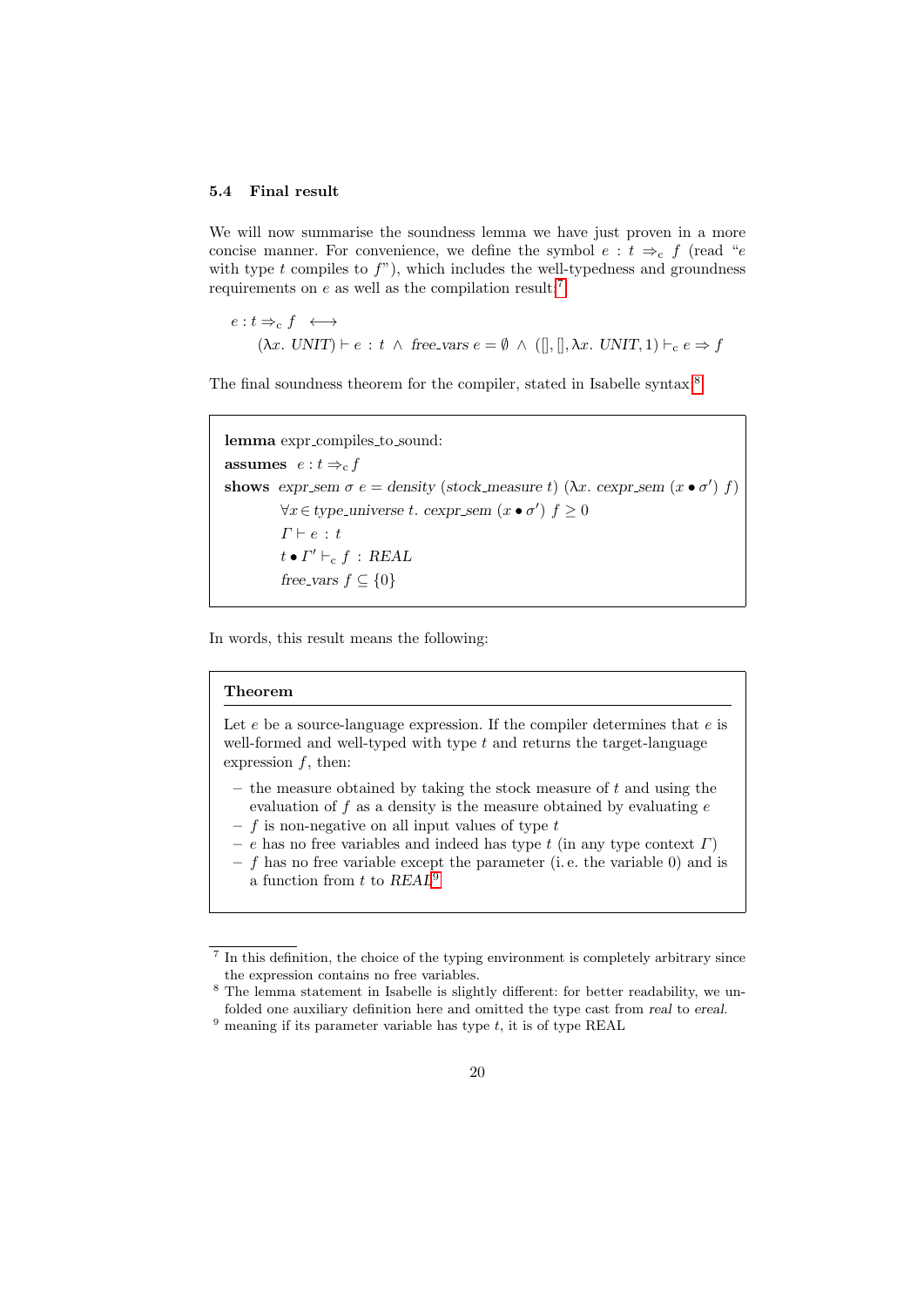### 5.4 Final result

We will now summarise the soundness lemma we have just proven in a more concise manner. For convenience, we define the symbol $e : t \Rightarrow_c f$ (read "$e$ with type $t$ compiles to $f$"), which includes the well-typedness and groundness requirements on $e$ as well as the compilation result:[7]

$$e : t \Rightarrow_c f \;\longleftrightarrow$$
$$(\lambda x.\ \mathit{UNIT}) \vdash e : t \;\wedge\; \mathit{free\_vars}\ e = \emptyset \;\wedge\; ([], [], \lambda x.\ \mathit{UNIT}, 1) \vdash_c e \Rightarrow f$$

The final soundness theorem for the compiler, stated in Isabelle syntax:[8]

**lemma** expr_compiles_to_sound:

**assumes** $e : t \Rightarrow_c f$

**shows** $\mathit{expr\_sem}\ \sigma\ e = \mathit{density}\ (\mathit{stock\_measure}\ t)\ (\lambda x.\ \mathit{cexpr\_sem}\ (x \bullet \sigma')\ f)$

$\forall x \in \mathit{type\_universe}\ t.\ \mathit{cexpr\_sem}\ (x \bullet \sigma')\ f \geq 0$

$\Gamma \vdash e : t$

$t \bullet \Gamma' \vdash_c f : \mathit{REAL}$

$\mathit{free\_vars}\ f \subseteq \{0\}$

In words, this result means the following:

**Theorem**

Let $e$ be a source-language expression. If the compiler determines that $e$ is well-formed and well-typed with type $t$ and returns the target-language expression $f$, then:

- the measure obtained by taking the stock measure of $t$ and using the evaluation of $f$ as a density is the measure obtained by evaluating $e$
- $f$ is non-negative on all input values of type $t$
- $e$ has no free variables and indeed has type $t$ (in any type context $\Gamma$)
- $f$ has no free variable except the parameter (i. e. the variable 0) and is a function from $t$ to $\mathit{REAL}$[9]

---

[7] In this definition, the choice of the typing environment is completely arbitrary since the expression contains no free variables.

[8] The lemma statement in Isabelle is slightly different: for better readability, we unfolded one auxiliary definition here and omitted the type cast from *real* to *ereal*.

[9] meaning if its parameter variable has type $t$, it is of type REAL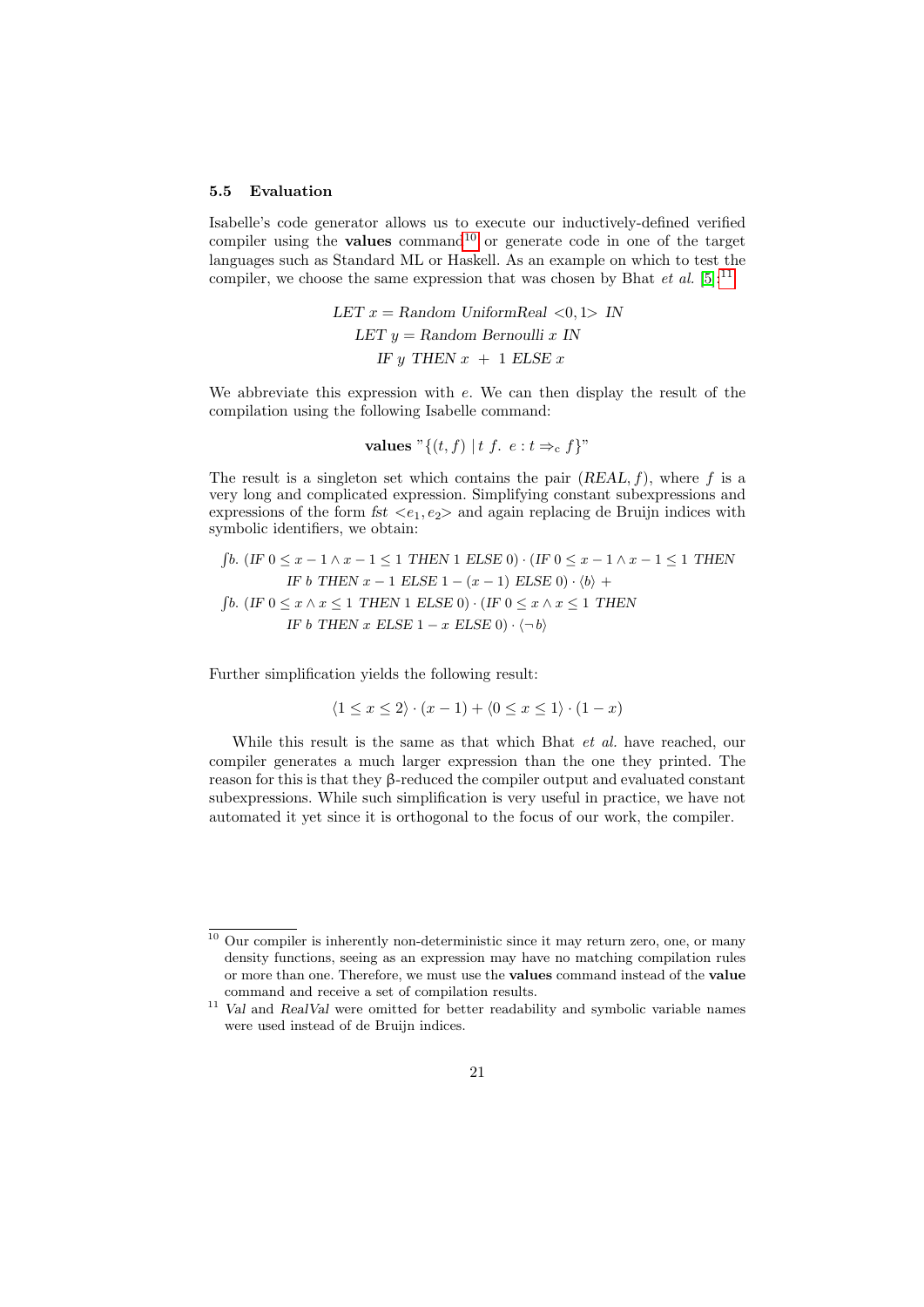### 5.5 Evaluation

Isabelle's code generator allows us to execute our inductively-defined verified compiler using the **values** command[10] or generate code in one of the target languages such as Standard ML or Haskell. As an example on which to test the compiler, we choose the same expression that was chosen by Bhat *et al.* [5]:[11]

$$\begin{array}{l} \textit{LET } x = \textit{Random UniformReal} <0,1> \textit{ IN} \\ \quad \textit{LET } y = \textit{Random Bernoulli } x \textit{ IN} \\ \quad\quad \textit{IF } y \textit{ THEN } x \; + \; 1 \textit{ ELSE } x \end{array}$$

We abbreviate this expression with $e$. We can then display the result of the compilation using the following Isabelle command:

$$\textbf{values } \text{"}\{(t, f) \mid t\ f.\ e : t \Rightarrow_c f\}\text{"}$$

The result is a singleton set which contains the pair $(\textit{REAL}, f)$, where $f$ is a very long and complicated expression. Simplifying constant subexpressions and expressions of the form $\textit{fst} <e_1, e_2>$ and again replacing de Bruijn indices with symbolic identifiers, we obtain:

$$\begin{array}{l} \int b.\ (\textit{IF } 0 \leq x - 1 \wedge x - 1 \leq 1 \textit{ THEN } 1 \textit{ ELSE } 0) \cdot (\textit{IF } 0 \leq x - 1 \wedge x - 1 \leq 1 \textit{ THEN} \\ \qquad \textit{IF } b \textit{ THEN } x - 1 \textit{ ELSE } 1 - (x - 1) \textit{ ELSE } 0) \cdot \langle b \rangle \; + \\ \int b.\ (\textit{IF } 0 \leq x \wedge x \leq 1 \textit{ THEN } 1 \textit{ ELSE } 0) \cdot (\textit{IF } 0 \leq x \wedge x \leq 1 \textit{ THEN} \\ \qquad \textit{IF } b \textit{ THEN } x \textit{ ELSE } 1 - x \textit{ ELSE } 0) \cdot \langle \neg b \rangle \end{array}$$

Further simplification yields the following result:

$$\langle 1 \leq x \leq 2 \rangle \cdot (x - 1) + \langle 0 \leq x \leq 1 \rangle \cdot (1 - x)$$

While this result is the same as that which Bhat *et al.* have reached, our compiler generates a much larger expression than the one they printed. The reason for this is that they β-reduced the compiler output and evaluated constant subexpressions. While such simplification is very useful in practice, we have not automated it yet since it is orthogonal to the focus of our work, the compiler.

---

[10] Our compiler is inherently non-deterministic since it may return zero, one, or many density functions, seeing as an expression may have no matching compilation rules or more than one. Therefore, we must use the **values** command instead of the **value** command and receive a set of compilation results.

[11] *Val* and *RealVal* were omitted for better readability and symbolic variable names were used instead of de Bruijn indices.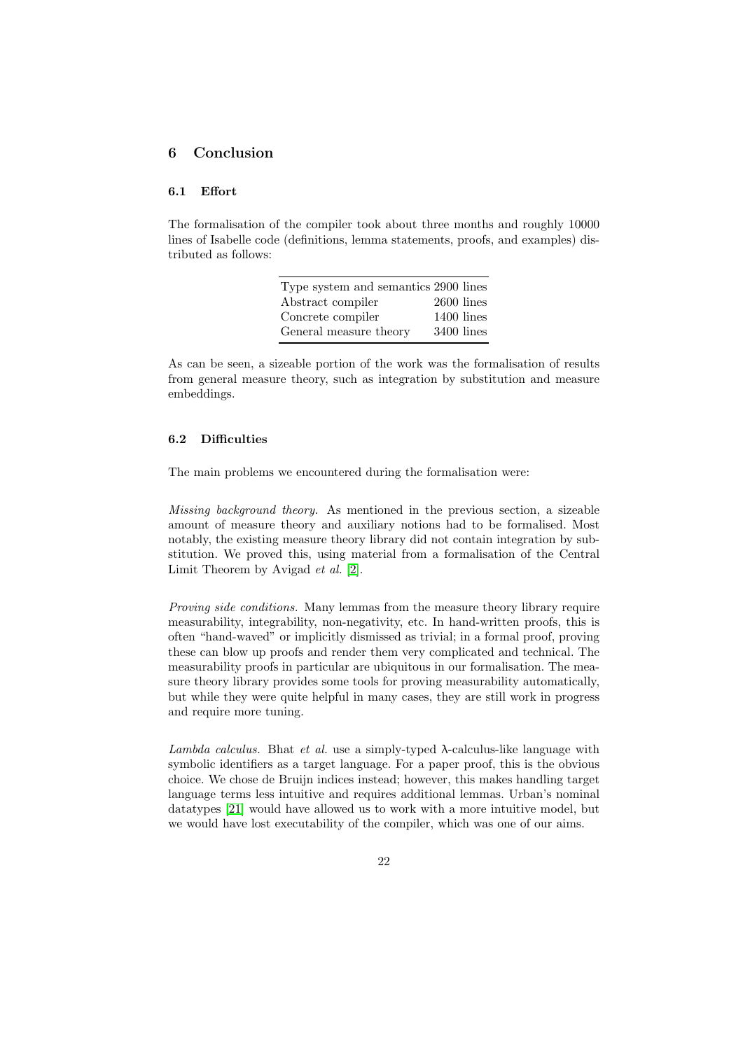## 6 Conclusion

### 6.1 Effort

The formalisation of the compiler took about three months and roughly 10000 lines of Isabelle code (definitions, lemma statements, proofs, and examples) distributed as follows:

| | |
|---|---|
| Type system and semantics | 2900 lines |
| Abstract compiler | 2600 lines |
| Concrete compiler | 1400 lines |
| General measure theory | 3400 lines |

As can be seen, a sizeable portion of the work was the formalisation of results from general measure theory, such as integration by substitution and measure embeddings.

### 6.2 Difficulties

The main problems we encountered during the formalisation were:

*Missing background theory.* As mentioned in the previous section, a sizeable amount of measure theory and auxiliary notions had to be formalised. Most notably, the existing measure theory library did not contain integration by substitution. We proved this, using material from a formalisation of the Central Limit Theorem by Avigad *et al.* [2].

*Proving side conditions.* Many lemmas from the measure theory library require measurability, integrability, non-negativity, etc. In hand-written proofs, this is often "hand-waved" or implicitly dismissed as trivial; in a formal proof, proving these can blow up proofs and render them very complicated and technical. The measurability proofs in particular are ubiquitous in our formalisation. The measure theory library provides some tools for proving measurability automatically, but while they were quite helpful in many cases, they are still work in progress and require more tuning.

*Lambda calculus.* Bhat *et al.* use a simply-typed λ-calculus-like language with symbolic identifiers as a target language. For a paper proof, this is the obvious choice. We chose de Bruijn indices instead; however, this makes handling target language terms less intuitive and requires additional lemmas. Urban's nominal datatypes [21] would have allowed us to work with a more intuitive model, but we would have lost executability of the compiler, which was one of our aims.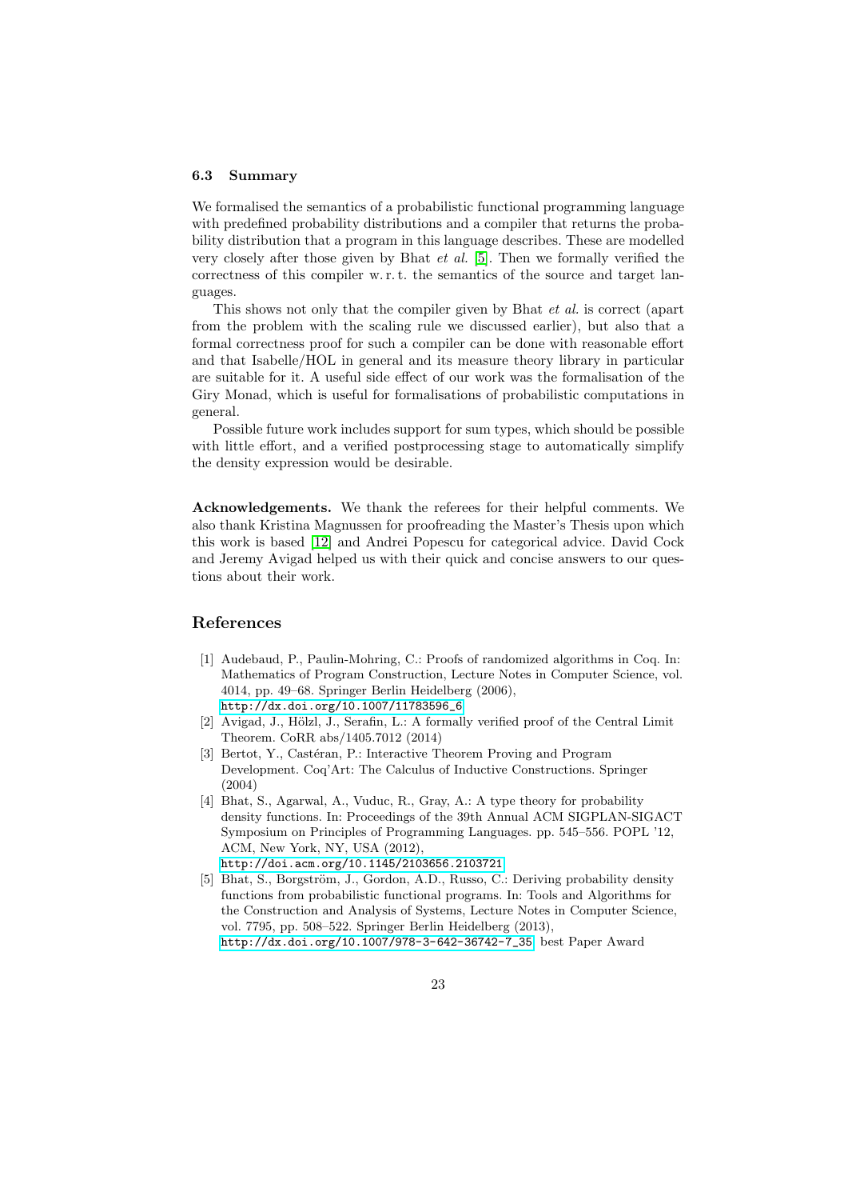### 6.3 Summary

We formalised the semantics of a probabilistic functional programming language with predefined probability distributions and a compiler that returns the probability distribution that a program in this language describes. These are modelled very closely after those given by Bhat *et al.* [5]. Then we formally verified the correctness of this compiler w. r. t. the semantics of the source and target languages.

This shows not only that the compiler given by Bhat *et al.* is correct (apart from the problem with the scaling rule we discussed earlier), but also that a formal correctness proof for such a compiler can be done with reasonable effort and that Isabelle/HOL in general and its measure theory library in particular are suitable for it. A useful side effect of our work was the formalisation of the Giry Monad, which is useful for formalisations of probabilistic computations in general.

Possible future work includes support for sum types, which should be possible with little effort, and a verified postprocessing stage to automatically simplify the density expression would be desirable.

**Acknowledgements.** We thank the referees for their helpful comments. We also thank Kristina Magnussen for proofreading the Master's Thesis upon which this work is based [12] and Andrei Popescu for categorical advice. David Cock and Jeremy Avigad helped us with their quick and concise answers to our questions about their work.

## References

[1] Audebaud, P., Paulin-Mohring, C.: Proofs of randomized algorithms in Coq. In: Mathematics of Program Construction, Lecture Notes in Computer Science, vol. 4014, pp. 49–68. Springer Berlin Heidelberg (2006), http://dx.doi.org/10.1007/11783596_6

[2] Avigad, J., Hölzl, J., Serafin, L.: A formally verified proof of the Central Limit Theorem. CoRR abs/1405.7012 (2014)

[3] Bertot, Y., Castéran, P.: Interactive Theorem Proving and Program Development. Coq'Art: The Calculus of Inductive Constructions. Springer (2004)

[4] Bhat, S., Agarwal, A., Vuduc, R., Gray, A.: A type theory for probability density functions. In: Proceedings of the 39th Annual ACM SIGPLAN-SIGACT Symposium on Principles of Programming Languages. pp. 545–556. POPL '12, ACM, New York, NY, USA (2012), http://doi.acm.org/10.1145/2103656.2103721

[5] Bhat, S., Borgström, J., Gordon, A.D., Russo, C.: Deriving probability density functions from probabilistic functional programs. In: Tools and Algorithms for the Construction and Analysis of Systems, Lecture Notes in Computer Science, vol. 7795, pp. 508–522. Springer Berlin Heidelberg (2013), http://dx.doi.org/10.1007/978-3-642-36742-7_35, best Paper Award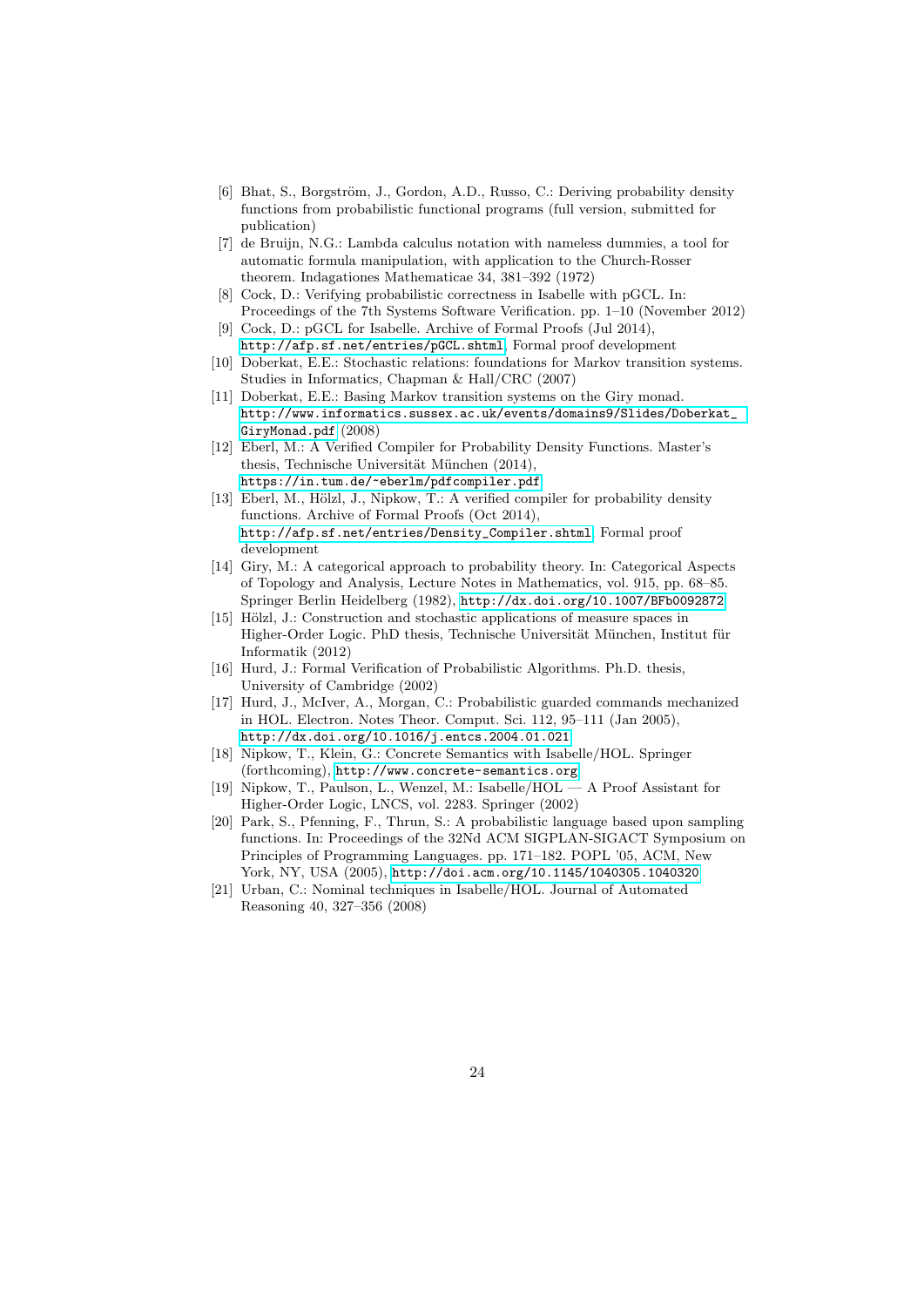[6] Bhat, S., Borgström, J., Gordon, A.D., Russo, C.: Deriving probability density functions from probabilistic functional programs (full version, submitted for publication)

[7] de Bruijn, N.G.: Lambda calculus notation with nameless dummies, a tool for automatic formula manipulation, with application to the Church-Rosser theorem. Indagationes Mathematicae 34, 381–392 (1972)

[8] Cock, D.: Verifying probabilistic correctness in Isabelle with pGCL. In: Proceedings of the 7th Systems Software Verification. pp. 1–10 (November 2012)

[9] Cock, D.: pGCL for Isabelle. Archive of Formal Proofs (Jul 2014), http://afp.sf.net/entries/pGCL.shtml, Formal proof development

[10] Doberkat, E.E.: Stochastic relations: foundations for Markov transition systems. Studies in Informatics, Chapman & Hall/CRC (2007)

[11] Doberkat, E.E.: Basing Markov transition systems on the Giry monad. http://www.informatics.sussex.ac.uk/events/domains9/Slides/Doberkat_GiryMonad.pdf (2008)

[12] Eberl, M.: A Verified Compiler for Probability Density Functions. Master's thesis, Technische Universität München (2014), https://in.tum.de/~eberlm/pdfcompiler.pdf

[13] Eberl, M., Hölzl, J., Nipkow, T.: A verified compiler for probability density functions. Archive of Formal Proofs (Oct 2014), http://afp.sf.net/entries/Density_Compiler.shtml, Formal proof development

[14] Giry, M.: A categorical approach to probability theory. In: Categorical Aspects of Topology and Analysis, Lecture Notes in Mathematics, vol. 915, pp. 68–85. Springer Berlin Heidelberg (1982), http://dx.doi.org/10.1007/BFb0092872

[15] Hölzl, J.: Construction and stochastic applications of measure spaces in Higher-Order Logic. PhD thesis, Technische Universität München, Institut für Informatik (2012)

[16] Hurd, J.: Formal Verification of Probabilistic Algorithms. Ph.D. thesis, University of Cambridge (2002)

[17] Hurd, J., McIver, A., Morgan, C.: Probabilistic guarded commands mechanized in HOL. Electron. Notes Theor. Comput. Sci. 112, 95–111 (Jan 2005), http://dx.doi.org/10.1016/j.entcs.2004.01.021

[18] Nipkow, T., Klein, G.: Concrete Semantics with Isabelle/HOL. Springer (forthcoming), http://www.concrete-semantics.org

[19] Nipkow, T., Paulson, L., Wenzel, M.: Isabelle/HOL — A Proof Assistant for Higher-Order Logic, LNCS, vol. 2283. Springer (2002)

[20] Park, S., Pfenning, F., Thrun, S.: A probabilistic language based upon sampling functions. In: Proceedings of the 32Nd ACM SIGPLAN-SIGACT Symposium on Principles of Programming Languages. pp. 171–182. POPL '05, ACM, New York, NY, USA (2005), http://doi.acm.org/10.1145/1040305.1040320

[21] Urban, C.: Nominal techniques in Isabelle/HOL. Journal of Automated Reasoning 40, 327–356 (2008)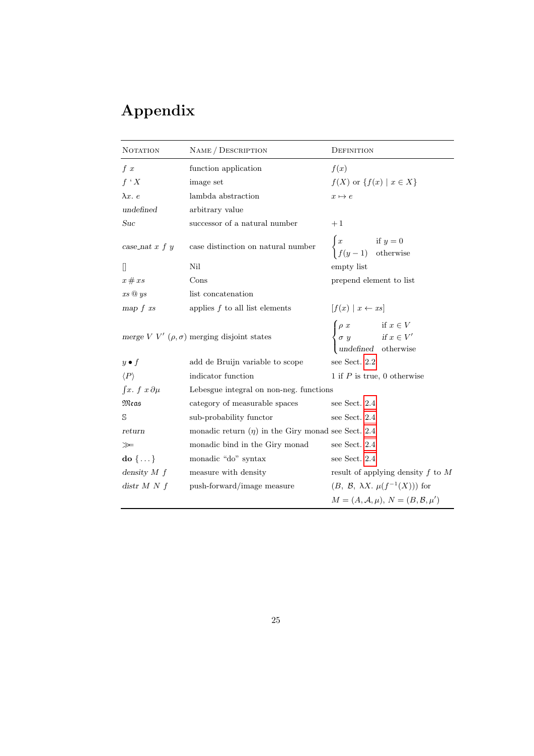# Appendix

| Notation | Name / Description | Definition |
|---|---|---|
| $f\ x$ | function application | $f(x)$ |
| $f\ `\ X$ | image set | $f(X)$ or $\{f(x) \mid x \in X\}$ |
| $\lambda x.\ e$ | lambda abstraction | $x \mapsto e$ |
| *undefined* | arbitrary value | |
| *Suc* | successor of a natural number | $+1$ |
| *case_nat* $x\ f\ y$ | case distinction on natural number | $\begin{cases} x & \text{if } y = 0 \\ f(y-1) & \text{otherwise} \end{cases}$ |
| $[]$ | Nil | empty list |
| $x \# xs$ | Cons | prepend element to list |
| $xs\ @\ ys$ | list concatenation | |
| *map* $f\ xs$ | applies $f$ to all list elements | $[f(x) \mid x \leftarrow xs]$ |
| *merge* $V\ V'\ (\rho, \sigma)$ | merging disjoint states | $\begin{cases} \rho\ x & \text{if } x \in V \\ \sigma\ y & \text{if } x \in V' \\ \textit{undefined} & \text{otherwise} \end{cases}$ |
| $y \bullet f$ | add de Bruijn variable to scope | see Sect. 2.2 |
| $\langle P \rangle$ | indicator function | 1 if $P$ is true, 0 otherwise |
| $\int x.\ f\ x\ \partial\mu$ | Lebesgue integral on non-neg. functions | |
| $\mathfrak{Meas}$ | category of measurable spaces | see Sect. 2.4 |
| $\mathbb{S}$ | sub-probability functor | see Sect. 2.4 |
| *return* | monadic return ($\eta$) in the Giry monad | see Sect. 2.4 |
| $\gg=$ | monadic bind in the Giry monad | see Sect. 2.4 |
| **do** $\{\dots\}$ | monadic "do" syntax | see Sect. 2.4 |
| *density* $M\ f$ | measure with density | result of applying density $f$ to $M$ |
| *distr* $M\ N\ f$ | push-forward/image measure | $(B,\ \mathcal{B},\ \lambda X.\ \mu(f^{-1}(X)))$ for $M = (A, \mathcal{A}, \mu),\ N = (B, \mathcal{B}, \mu')$ |